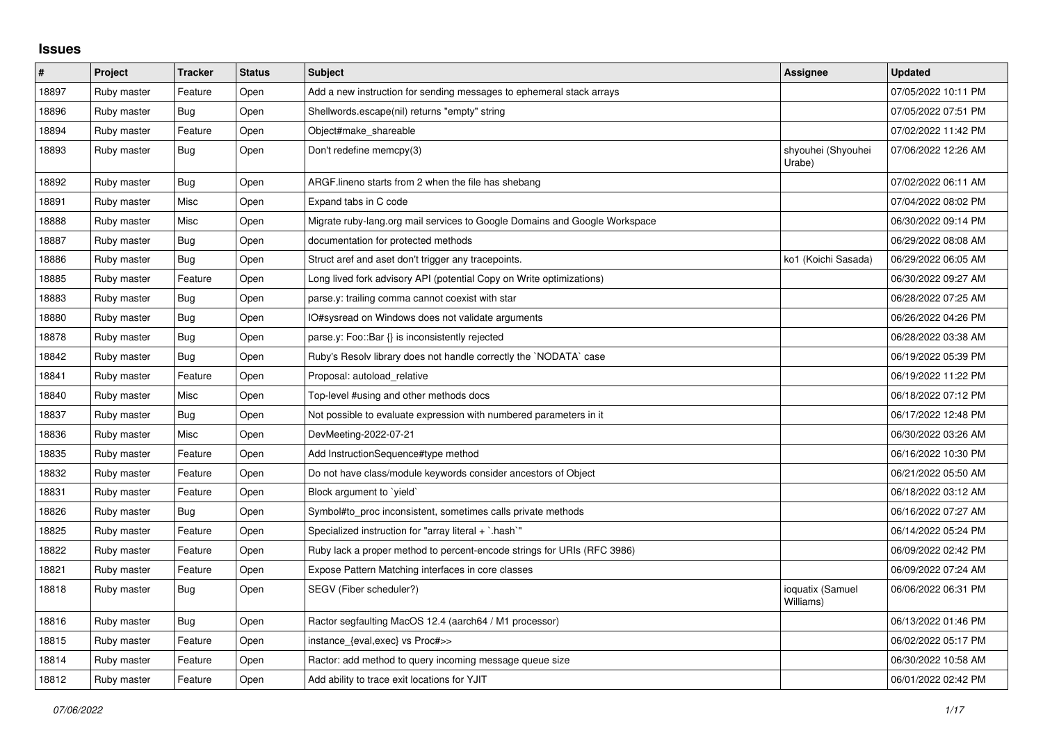## Issues

| # | Project | Tracker | Status | Subject | Assignee | Updated |
| --- | --- | --- | --- | --- | --- | --- |
| 18897 | Ruby master | Feature | Open | Add a new instruction for sending messages to ephemeral stack arrays | | 07/05/2022 10:11 PM |
| 18896 | Ruby master | Bug | Open | Shellwords.escape(nil) returns "empty" string | | 07/05/2022 07:51 PM |
| 18894 | Ruby master | Feature | Open | Object#make_shareable | | 07/02/2022 11:42 PM |
| 18893 | Ruby master | Bug | Open | Don't redefine memcpy(3) | shyouhei (Shyouhei Urabe) | 07/06/2022 12:26 AM |
| 18892 | Ruby master | Bug | Open | ARGF.lineno starts from 2 when the file has shebang | | 07/02/2022 06:11 AM |
| 18891 | Ruby master | Misc | Open | Expand tabs in C code | | 07/04/2022 08:02 PM |
| 18888 | Ruby master | Misc | Open | Migrate ruby-lang.org mail services to Google Domains and Google Workspace | | 06/30/2022 09:14 PM |
| 18887 | Ruby master | Bug | Open | documentation for protected methods | | 06/29/2022 08:08 AM |
| 18886 | Ruby master | Bug | Open | Struct aref and aset don't trigger any tracepoints. | ko1 (Koichi Sasada) | 06/29/2022 06:05 AM |
| 18885 | Ruby master | Feature | Open | Long lived fork advisory API (potential Copy on Write optimizations) | | 06/30/2022 09:27 AM |
| 18883 | Ruby master | Bug | Open | parse.y: trailing comma cannot coexist with star | | 06/28/2022 07:25 AM |
| 18880 | Ruby master | Bug | Open | IO#sysread on Windows does not validate arguments | | 06/26/2022 04:26 PM |
| 18878 | Ruby master | Bug | Open | parse.y: Foo::Bar {} is inconsistently rejected | | 06/28/2022 03:38 AM |
| 18842 | Ruby master | Bug | Open | Ruby's Resolv library does not handle correctly the `NODATA` case | | 06/19/2022 05:39 PM |
| 18841 | Ruby master | Feature | Open | Proposal: autoload_relative | | 06/19/2022 11:22 PM |
| 18840 | Ruby master | Misc | Open | Top-level #using and other methods docs | | 06/18/2022 07:12 PM |
| 18837 | Ruby master | Bug | Open | Not possible to evaluate expression with numbered parameters in it | | 06/17/2022 12:48 PM |
| 18836 | Ruby master | Misc | Open | DevMeeting-2022-07-21 | | 06/30/2022 03:26 AM |
| 18835 | Ruby master | Feature | Open | Add InstructionSequence#type method | | 06/16/2022 10:30 PM |
| 18832 | Ruby master | Feature | Open | Do not have class/module keywords consider ancestors of Object | | 06/21/2022 05:50 AM |
| 18831 | Ruby master | Feature | Open | Block argument to `yield` | | 06/18/2022 03:12 AM |
| 18826 | Ruby master | Bug | Open | Symbol#to_proc inconsistent, sometimes calls private methods | | 06/16/2022 07:27 AM |
| 18825 | Ruby master | Feature | Open | Specialized instruction for "array literal + `.hash`" | | 06/14/2022 05:24 PM |
| 18822 | Ruby master | Feature | Open | Ruby lack a proper method to percent-encode strings for URIs (RFC 3986) | | 06/09/2022 02:42 PM |
| 18821 | Ruby master | Feature | Open | Expose Pattern Matching interfaces in core classes | | 06/09/2022 07:24 AM |
| 18818 | Ruby master | Bug | Open | SEGV (Fiber scheduler?) | ioquatix (Samuel Williams) | 06/06/2022 06:31 PM |
| 18816 | Ruby master | Bug | Open | Ractor segfaulting MacOS 12.4 (aarch64 / M1 processor) | | 06/13/2022 01:46 PM |
| 18815 | Ruby master | Feature | Open | instance_{eval,exec} vs Proc#>> | | 06/02/2022 05:17 PM |
| 18814 | Ruby master | Feature | Open | Ractor: add method to query incoming message queue size | | 06/30/2022 10:58 AM |
| 18812 | Ruby master | Feature | Open | Add ability to trace exit locations for YJIT | | 06/01/2022 02:42 PM |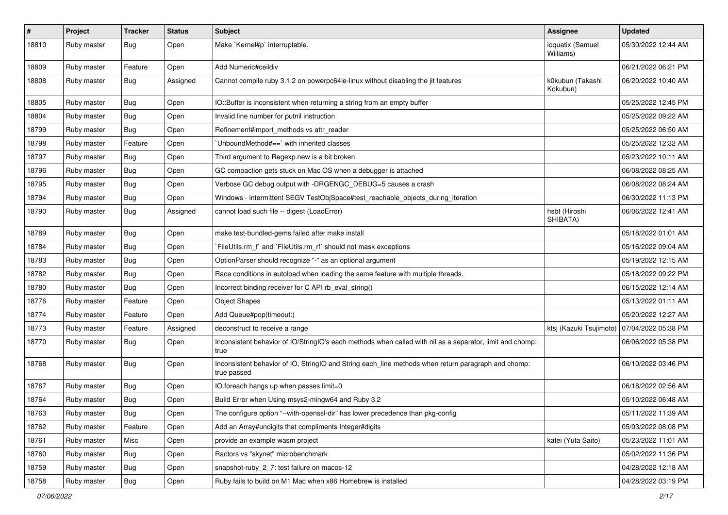| # | Project | Tracker | Status | Subject | Assignee | Updated |
| --- | --- | --- | --- | --- | --- | --- |
| 18810 | Ruby master | Bug | Open | Make `Kernel#p` interruptable. | ioquatix (Samuel Williams) | 05/30/2022 12:44 AM |
| 18809 | Ruby master | Feature | Open | Add Numeric#ceildiv | | 06/21/2022 06:21 PM |
| 18808 | Ruby master | Bug | Assigned | Cannot compile ruby 3.1.2 on powerpc64le-linux without disabling the jit features | k0kubun (Takashi Kokubun) | 06/20/2022 10:40 AM |
| 18805 | Ruby master | Bug | Open | IO::Buffer is inconsistent when returning a string from an empty buffer | | 05/25/2022 12:45 PM |
| 18804 | Ruby master | Bug | Open | Invalid line number for putnil instruction | | 05/25/2022 09:22 AM |
| 18799 | Ruby master | Bug | Open | Refinement#import_methods vs attr_reader | | 05/25/2022 06:50 AM |
| 18798 | Ruby master | Feature | Open | `UnboundMethod#==` with inherited classes | | 05/25/2022 12:32 AM |
| 18797 | Ruby master | Bug | Open | Third argument to Regexp.new is a bit broken | | 05/23/2022 10:11 AM |
| 18796 | Ruby master | Bug | Open | GC compaction gets stuck on Mac OS when a debugger is attached | | 06/08/2022 08:25 AM |
| 18795 | Ruby master | Bug | Open | Verbose GC debug output with -DRGENGC_DEBUG=5 causes a crash | | 06/08/2022 08:24 AM |
| 18794 | Ruby master | Bug | Open | Windows - intermittent SEGV TestObjSpace#test_reachable_objects_during_iteration | | 06/30/2022 11:13 PM |
| 18790 | Ruby master | Bug | Assigned | cannot load such file -- digest (LoadError) | hsbt (Hiroshi SHIBATA) | 06/06/2022 12:41 AM |
| 18789 | Ruby master | Bug | Open | make test-bundled-gems failed after make install | | 05/18/2022 01:01 AM |
| 18784 | Ruby master | Bug | Open | `FileUtils.rm_f` and `FileUtils.rm_rf` should not mask exceptions | | 05/16/2022 09:04 AM |
| 18783 | Ruby master | Bug | Open | OptionParser should recognize "-" as an optional argument | | 05/19/2022 12:15 AM |
| 18782 | Ruby master | Bug | Open | Race conditions in autoload when loading the same feature with multiple threads. | | 05/18/2022 09:22 PM |
| 18780 | Ruby master | Bug | Open | Incorrect binding receiver for C API rb_eval_string() | | 06/15/2022 12:14 AM |
| 18776 | Ruby master | Feature | Open | Object Shapes | | 05/13/2022 01:11 AM |
| 18774 | Ruby master | Feature | Open | Add Queue#pop(timeout:) | | 05/20/2022 12:27 AM |
| 18773 | Ruby master | Feature | Assigned | deconstruct to receive a range | ktsj (Kazuki Tsujimoto) | 07/04/2022 05:38 PM |
| 18770 | Ruby master | Bug | Open | Inconsistent behavior of IO/StringIO's each methods when called with nil as a separator, limit and chomp: true | | 06/06/2022 05:38 PM |
| 18768 | Ruby master | Bug | Open | Inconsistent behavior of IO, StringIO and String each_line methods when return paragraph and chomp: true passed | | 06/10/2022 03:46 PM |
| 18767 | Ruby master | Bug | Open | IO.foreach hangs up when passes limit=0 | | 06/18/2022 02:56 AM |
| 18764 | Ruby master | Bug | Open | Build Error when Using msys2-mingw64 and Ruby 3.2 | | 05/10/2022 06:48 AM |
| 18763 | Ruby master | Bug | Open | The configure option "--with-openssl-dir" has lower precedence than pkg-config | | 05/11/2022 11:39 AM |
| 18762 | Ruby master | Feature | Open | Add an Array#undigits that compliments Integer#digits | | 05/03/2022 08:08 PM |
| 18761 | Ruby master | Misc | Open | provide an example wasm project | katei (Yuta Saito) | 05/23/2022 11:01 AM |
| 18760 | Ruby master | Bug | Open | Ractors vs "skynet" microbenchmark | | 05/02/2022 11:36 PM |
| 18759 | Ruby master | Bug | Open | snapshot-ruby_2_7: test failure on macos-12 | | 04/28/2022 12:18 AM |
| 18758 | Ruby master | Bug | Open | Ruby fails to build on M1 Mac when x86 Homebrew is installed | | 04/28/2022 03:19 PM |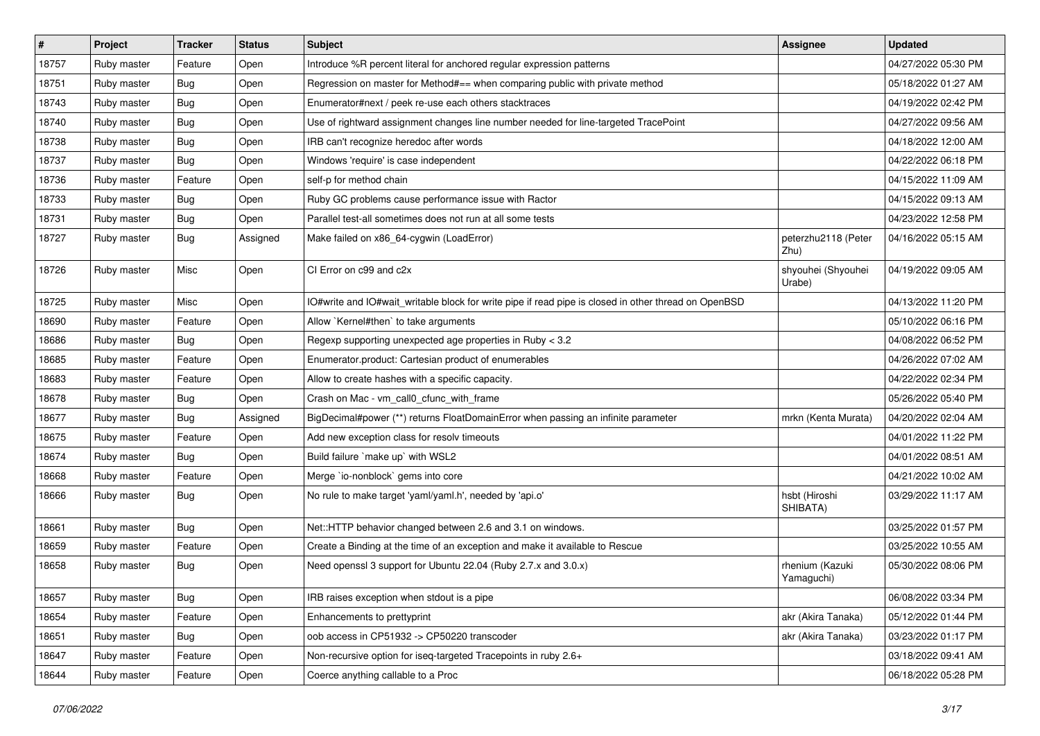| # | Project | Tracker | Status | Subject | Assignee | Updated |
|---|---|---|---|---|---|---|
| 18757 | Ruby master | Feature | Open | Introduce %R percent literal for anchored regular expression patterns | | 04/27/2022 05:30 PM |
| 18751 | Ruby master | Bug | Open | Regression on master for Method#== when comparing public with private method | | 05/18/2022 01:27 AM |
| 18743 | Ruby master | Bug | Open | Enumerator#next / peek re-use each others stacktraces | | 04/19/2022 02:42 PM |
| 18740 | Ruby master | Bug | Open | Use of rightward assignment changes line number needed for line-targeted TracePoint | | 04/27/2022 09:56 AM |
| 18738 | Ruby master | Bug | Open | IRB can't recognize heredoc after words | | 04/18/2022 12:00 AM |
| 18737 | Ruby master | Bug | Open | Windows 'require' is case independent | | 04/22/2022 06:18 PM |
| 18736 | Ruby master | Feature | Open | self-p for method chain | | 04/15/2022 11:09 AM |
| 18733 | Ruby master | Bug | Open | Ruby GC problems cause performance issue with Ractor | | 04/15/2022 09:13 AM |
| 18731 | Ruby master | Bug | Open | Parallel test-all sometimes does not run at all some tests | | 04/23/2022 12:58 PM |
| 18727 | Ruby master | Bug | Assigned | Make failed on x86_64-cygwin (LoadError) | peterzhu2118 (Peter Zhu) | 04/16/2022 05:15 AM |
| 18726 | Ruby master | Misc | Open | CI Error on c99 and c2x | shyouhei (Shyouhei Urabe) | 04/19/2022 09:05 AM |
| 18725 | Ruby master | Misc | Open | IO#write and IO#wait_writable block for write pipe if read pipe is closed in other thread on OpenBSD | | 04/13/2022 11:20 PM |
| 18690 | Ruby master | Feature | Open | Allow `Kernel#then` to take arguments | | 05/10/2022 06:16 PM |
| 18686 | Ruby master | Bug | Open | Regexp supporting unexpected age properties in Ruby < 3.2 | | 04/08/2022 06:52 PM |
| 18685 | Ruby master | Feature | Open | Enumerator.product: Cartesian product of enumerables | | 04/26/2022 07:02 AM |
| 18683 | Ruby master | Feature | Open | Allow to create hashes with a specific capacity. | | 04/22/2022 02:34 PM |
| 18678 | Ruby master | Bug | Open | Crash on Mac - vm_call0_cfunc_with_frame | | 05/26/2022 05:40 PM |
| 18677 | Ruby master | Bug | Assigned | BigDecimal#power (**) returns FloatDomainError when passing an infinite parameter | mrkn (Kenta Murata) | 04/20/2022 02:04 AM |
| 18675 | Ruby master | Feature | Open | Add new exception class for resolv timeouts | | 04/01/2022 11:22 PM |
| 18674 | Ruby master | Bug | Open | Build failure `make up` with WSL2 | | 04/01/2022 08:51 AM |
| 18668 | Ruby master | Feature | Open | Merge `io-nonblock` gems into core | | 04/21/2022 10:02 AM |
| 18666 | Ruby master | Bug | Open | No rule to make target 'yaml/yaml.h', needed by 'api.o' | hsbt (Hiroshi SHIBATA) | 03/29/2022 11:17 AM |
| 18661 | Ruby master | Bug | Open | Net::HTTP behavior changed between 2.6 and 3.1 on windows. | | 03/25/2022 01:57 PM |
| 18659 | Ruby master | Feature | Open | Create a Binding at the time of an exception and make it available to Rescue | | 03/25/2022 10:55 AM |
| 18658 | Ruby master | Bug | Open | Need openssl 3 support for Ubuntu 22.04 (Ruby 2.7.x and 3.0.x) | rhenium (Kazuki Yamaguchi) | 05/30/2022 08:06 PM |
| 18657 | Ruby master | Bug | Open | IRB raises exception when stdout is a pipe | | 06/08/2022 03:34 PM |
| 18654 | Ruby master | Feature | Open | Enhancements to prettyprint | akr (Akira Tanaka) | 05/12/2022 01:44 PM |
| 18651 | Ruby master | Bug | Open | oob access in CP51932 -> CP50220 transcoder | akr (Akira Tanaka) | 03/23/2022 01:17 PM |
| 18647 | Ruby master | Feature | Open | Non-recursive option for iseq-targeted Tracepoints in ruby 2.6+ | | 03/18/2022 09:41 AM |
| 18644 | Ruby master | Feature | Open | Coerce anything callable to a Proc | | 06/18/2022 05:28 PM |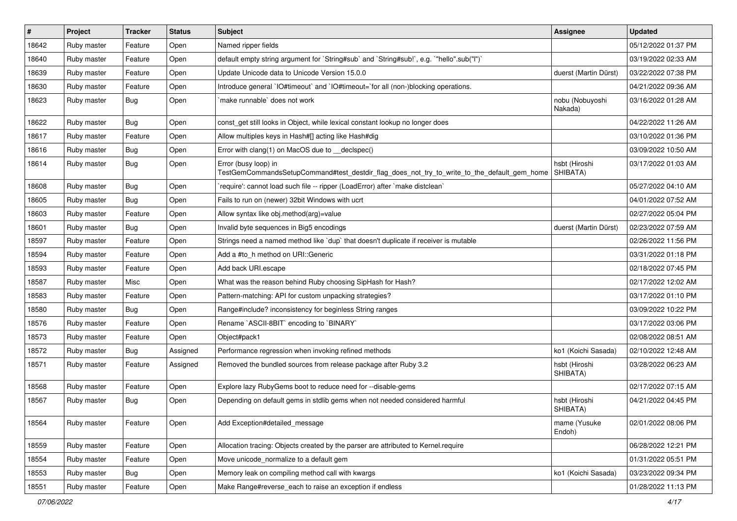| # | Project | Tracker | Status | Subject | Assignee | Updated |
|---|---|---|---|---|---|---|
| 18642 | Ruby master | Feature | Open | Named ripper fields | | 05/12/2022 01:37 PM |
| 18640 | Ruby master | Feature | Open | default empty string argument for `String#sub` and `String#sub!`, e.g. `"hello".sub("l")` | | 03/19/2022 02:33 AM |
| 18639 | Ruby master | Feature | Open | Update Unicode data to Unicode Version 15.0.0 | duerst (Martin Dürst) | 03/22/2022 07:38 PM |
| 18630 | Ruby master | Feature | Open | Introduce general `IO#timeout` and `IO#timeout=`for all (non-)blocking operations. | | 04/21/2022 09:36 AM |
| 18623 | Ruby master | Bug | Open | `make runnable` does not work | nobu (Nobuyoshi Nakada) | 03/16/2022 01:28 AM |
| 18622 | Ruby master | Bug | Open | const_get still looks in Object, while lexical constant lookup no longer does | | 04/22/2022 11:26 AM |
| 18617 | Ruby master | Feature | Open | Allow multiples keys in Hash#[] acting like Hash#dig | | 03/10/2022 01:36 PM |
| 18616 | Ruby master | Bug | Open | Error with clang(1) on MacOS due to __declspec() | | 03/09/2022 10:50 AM |
| 18614 | Ruby master | Bug | Open | Error (busy loop) in TestGemCommandsSetupCommand#test_destdir_flag_does_not_try_to_write_to_the_default_gem_home | hsbt (Hiroshi SHIBATA) | 03/17/2022 01:03 AM |
| 18608 | Ruby master | Bug | Open | `require': cannot load such file -- ripper (LoadError) after `make distclean` | | 05/27/2022 04:10 AM |
| 18605 | Ruby master | Bug | Open | Fails to run on (newer) 32bit Windows with ucrt | | 04/01/2022 07:52 AM |
| 18603 | Ruby master | Feature | Open | Allow syntax like obj.method(arg)=value | | 02/27/2022 05:04 PM |
| 18601 | Ruby master | Bug | Open | Invalid byte sequences in Big5 encodings | duerst (Martin Dürst) | 02/23/2022 07:59 AM |
| 18597 | Ruby master | Feature | Open | Strings need a named method like `dup` that doesn't duplicate if receiver is mutable | | 02/26/2022 11:56 PM |
| 18594 | Ruby master | Feature | Open | Add a #to_h method on URI::Generic | | 03/31/2022 01:18 PM |
| 18593 | Ruby master | Feature | Open | Add back URI.escape | | 02/18/2022 07:45 PM |
| 18587 | Ruby master | Misc | Open | What was the reason behind Ruby choosing SipHash for Hash? | | 02/17/2022 12:02 AM |
| 18583 | Ruby master | Feature | Open | Pattern-matching: API for custom unpacking strategies? | | 03/17/2022 01:10 PM |
| 18580 | Ruby master | Bug | Open | Range#include? inconsistency for beginless String ranges | | 03/09/2022 10:22 PM |
| 18576 | Ruby master | Feature | Open | Rename `ASCII-8BIT` encoding to `BINARY` | | 03/17/2022 03:06 PM |
| 18573 | Ruby master | Feature | Open | Object#pack1 | | 02/08/2022 08:51 AM |
| 18572 | Ruby master | Bug | Assigned | Performance regression when invoking refined methods | ko1 (Koichi Sasada) | 02/10/2022 12:48 AM |
| 18571 | Ruby master | Feature | Assigned | Removed the bundled sources from release package after Ruby 3.2 | hsbt (Hiroshi SHIBATA) | 03/28/2022 06:23 AM |
| 18568 | Ruby master | Feature | Open | Explore lazy RubyGems boot to reduce need for --disable-gems | | 02/17/2022 07:15 AM |
| 18567 | Ruby master | Bug | Open | Depending on default gems in stdlib gems when not needed considered harmful | hsbt (Hiroshi SHIBATA) | 04/21/2022 04:45 PM |
| 18564 | Ruby master | Feature | Open | Add Exception#detailed_message | mame (Yusuke Endoh) | 02/01/2022 08:06 PM |
| 18559 | Ruby master | Feature | Open | Allocation tracing: Objects created by the parser are attributed to Kernel.require | | 06/28/2022 12:21 PM |
| 18554 | Ruby master | Feature | Open | Move unicode_normalize to a default gem | | 01/31/2022 05:51 PM |
| 18553 | Ruby master | Bug | Open | Memory leak on compiling method call with kwargs | ko1 (Koichi Sasada) | 03/23/2022 09:34 PM |
| 18551 | Ruby master | Feature | Open | Make Range#reverse_each to raise an exception if endless | | 01/28/2022 11:13 PM |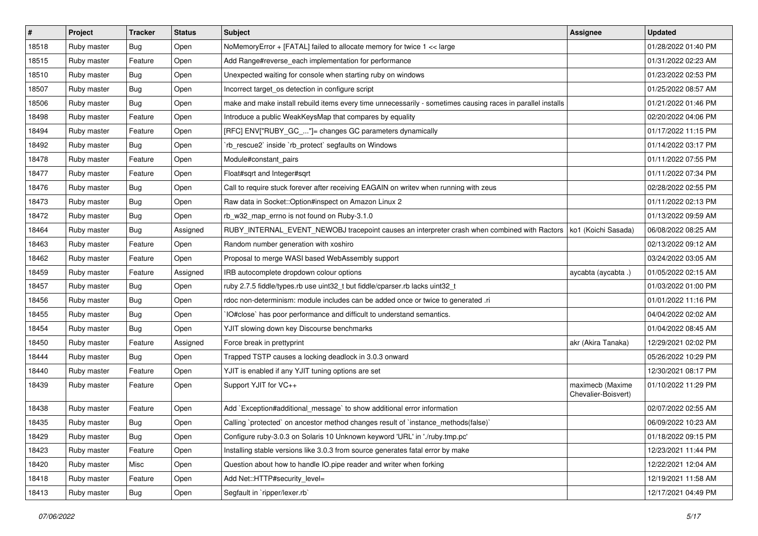| # | Project | Tracker | Status | Subject | Assignee | Updated |
|---|---|---|---|---|---|---|
| 18518 | Ruby master | Bug | Open | NoMemoryError + [FATAL] failed to allocate memory for twice 1 << large | | 01/28/2022 01:40 PM |
| 18515 | Ruby master | Feature | Open | Add Range#reverse_each implementation for performance | | 01/31/2022 02:23 AM |
| 18510 | Ruby master | Bug | Open | Unexpected waiting for console when starting ruby on windows | | 01/23/2022 02:53 PM |
| 18507 | Ruby master | Bug | Open | Incorrect target_os detection in configure script | | 01/25/2022 08:57 AM |
| 18506 | Ruby master | Bug | Open | make and make install rebuild items every time unnecessarily - sometimes causing races in parallel installs | | 01/21/2022 01:46 PM |
| 18498 | Ruby master | Feature | Open | Introduce a public WeakKeysMap that compares by equality | | 02/20/2022 04:06 PM |
| 18494 | Ruby master | Feature | Open | [RFC] ENV["RUBY_GC_..."]= changes GC parameters dynamically | | 01/17/2022 11:15 PM |
| 18492 | Ruby master | Bug | Open | `rb_rescue2` inside `rb_protect` segfaults on Windows | | 01/14/2022 03:17 PM |
| 18478 | Ruby master | Feature | Open | Module#constant_pairs | | 01/11/2022 07:55 PM |
| 18477 | Ruby master | Feature | Open | Float#sqrt and Integer#sqrt | | 01/11/2022 07:34 PM |
| 18476 | Ruby master | Bug | Open | Call to require stuck forever after receiving EAGAIN on writev when running with zeus | | 02/28/2022 02:55 PM |
| 18473 | Ruby master | Bug | Open | Raw data in Socket::Option#inspect on Amazon Linux 2 | | 01/11/2022 02:13 PM |
| 18472 | Ruby master | Bug | Open | rb_w32_map_errno is not found on Ruby-3.1.0 | | 01/13/2022 09:59 AM |
| 18464 | Ruby master | Bug | Assigned | RUBY_INTERNAL_EVENT_NEWOBJ tracepoint causes an interpreter crash when combined with Ractors | ko1 (Koichi Sasada) | 06/08/2022 08:25 AM |
| 18463 | Ruby master | Feature | Open | Random number generation with xoshiro | | 02/13/2022 09:12 AM |
| 18462 | Ruby master | Feature | Open | Proposal to merge WASI based WebAssembly support | | 03/24/2022 03:05 AM |
| 18459 | Ruby master | Feature | Assigned | IRB autocomplete dropdown colour options | aycabta (aycabta .) | 01/05/2022 02:15 AM |
| 18457 | Ruby master | Bug | Open | ruby 2.7.5 fiddle/types.rb use uint32_t but fiddle/cparser.rb lacks uint32_t | | 01/03/2022 01:00 PM |
| 18456 | Ruby master | Bug | Open | rdoc non-determinism: module includes can be added once or twice to generated .ri | | 01/01/2022 11:16 PM |
| 18455 | Ruby master | Bug | Open | `IO#close` has poor performance and difficult to understand semantics. | | 04/04/2022 02:02 AM |
| 18454 | Ruby master | Bug | Open | YJIT slowing down key Discourse benchmarks | | 01/04/2022 08:45 AM |
| 18450 | Ruby master | Feature | Assigned | Force break in prettyprint | akr (Akira Tanaka) | 12/29/2021 02:02 PM |
| 18444 | Ruby master | Bug | Open | Trapped TSTP causes a locking deadlock in 3.0.3 onward | | 05/26/2022 10:29 PM |
| 18440 | Ruby master | Feature | Open | YJIT is enabled if any YJIT tuning options are set | | 12/30/2021 08:17 PM |
| 18439 | Ruby master | Feature | Open | Support YJIT for VC++ | maximecb (Maxime Chevalier-Boisvert) | 01/10/2022 11:29 PM |
| 18438 | Ruby master | Feature | Open | Add `Exception#additional_message` to show additional error information | | 02/07/2022 02:55 AM |
| 18435 | Ruby master | Bug | Open | Calling `protected` on ancestor method changes result of `instance_methods(false)` | | 06/09/2022 10:23 AM |
| 18429 | Ruby master | Bug | Open | Configure ruby-3.0.3 on Solaris 10 Unknown keyword 'URL' in './ruby.tmp.pc' | | 01/18/2022 09:15 PM |
| 18423 | Ruby master | Feature | Open | Installing stable versions like 3.0.3 from source generates fatal error by make | | 12/23/2021 11:44 PM |
| 18420 | Ruby master | Misc | Open | Question about how to handle IO.pipe reader and writer when forking | | 12/22/2021 12:04 AM |
| 18418 | Ruby master | Feature | Open | Add Net::HTTP#security_level= | | 12/19/2021 11:58 AM |
| 18413 | Ruby master | Bug | Open | Segfault in `ripper/lexer.rb` | | 12/17/2021 04:49 PM |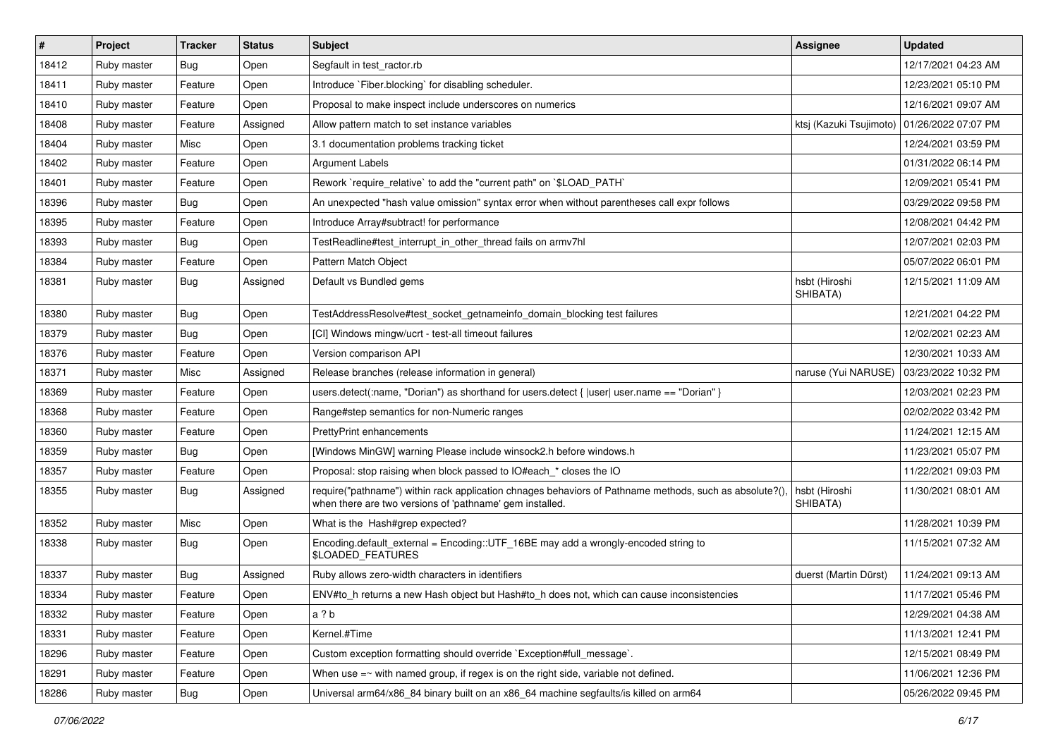| # | Project | Tracker | Status | Subject | Assignee | Updated |
|---|---|---|---|---|---|---|
| 18412 | Ruby master | Bug | Open | Segfault in test_ractor.rb | | 12/17/2021 04:23 AM |
| 18411 | Ruby master | Feature | Open | Introduce `Fiber.blocking` for disabling scheduler. | | 12/23/2021 05:10 PM |
| 18410 | Ruby master | Feature | Open | Proposal to make inspect include underscores on numerics | | 12/16/2021 09:07 AM |
| 18408 | Ruby master | Feature | Assigned | Allow pattern match to set instance variables | ktsj (Kazuki Tsujimoto) | 01/26/2022 07:07 PM |
| 18404 | Ruby master | Misc | Open | 3.1 documentation problems tracking ticket | | 12/24/2021 03:59 PM |
| 18402 | Ruby master | Feature | Open | Argument Labels | | 01/31/2022 06:14 PM |
| 18401 | Ruby master | Feature | Open | Rework `require_relative` to add the "current path" on `$LOAD_PATH` | | 12/09/2021 05:41 PM |
| 18396 | Ruby master | Bug | Open | An unexpected "hash value omission" syntax error when without parentheses call expr follows | | 03/29/2022 09:58 PM |
| 18395 | Ruby master | Feature | Open | Introduce Array#subtract! for performance | | 12/08/2021 04:42 PM |
| 18393 | Ruby master | Bug | Open | TestReadline#test_interrupt_in_other_thread fails on armv7hl | | 12/07/2021 02:03 PM |
| 18384 | Ruby master | Feature | Open | Pattern Match Object | | 05/07/2022 06:01 PM |
| 18381 | Ruby master | Bug | Assigned | Default vs Bundled gems | hsbt (Hiroshi SHIBATA) | 12/15/2021 11:09 AM |
| 18380 | Ruby master | Bug | Open | TestAddressResolve#test_socket_getnameinfo_domain_blocking test failures | | 12/21/2021 04:22 PM |
| 18379 | Ruby master | Bug | Open | [CI] Windows mingw/ucrt - test-all timeout failures | | 12/02/2021 02:23 AM |
| 18376 | Ruby master | Feature | Open | Version comparison API | | 12/30/2021 10:33 AM |
| 18371 | Ruby master | Misc | Assigned | Release branches (release information in general) | naruse (Yui NARUSE) | 03/23/2022 10:32 PM |
| 18369 | Ruby master | Feature | Open | users.detect(:name, "Dorian") as shorthand for users.detect { \|user\| user.name == "Dorian" } | | 12/03/2021 02:23 PM |
| 18368 | Ruby master | Feature | Open | Range#step semantics for non-Numeric ranges | | 02/02/2022 03:42 PM |
| 18360 | Ruby master | Feature | Open | PrettyPrint enhancements | | 11/24/2021 12:15 AM |
| 18359 | Ruby master | Bug | Open | [Windows MinGW] warning Please include winsock2.h before windows.h | | 11/23/2021 05:07 PM |
| 18357 | Ruby master | Feature | Open | Proposal: stop raising when block passed to IO#each_* closes the IO | | 11/22/2021 09:03 PM |
| 18355 | Ruby master | Bug | Assigned | require("pathname") within rack application chnages behaviors of Pathname methods, such as absolute?(), when there are two versions of 'pathname' gem installed. | hsbt (Hiroshi SHIBATA) | 11/30/2021 08:01 AM |
| 18352 | Ruby master | Misc | Open | What is the Hash#grep expected? | | 11/28/2021 10:39 PM |
| 18338 | Ruby master | Bug | Open | Encoding.default_external = Encoding::UTF_16BE may add a wrongly-encoded string to $LOADED_FEATURES | | 11/15/2021 07:32 AM |
| 18337 | Ruby master | Bug | Assigned | Ruby allows zero-width characters in identifiers | duerst (Martin Dürst) | 11/24/2021 09:13 AM |
| 18334 | Ruby master | Feature | Open | ENV#to_h returns a new Hash object but Hash#to_h does not, which can cause inconsistencies | | 11/17/2021 05:46 PM |
| 18332 | Ruby master | Feature | Open | a ? b | | 12/29/2021 04:38 AM |
| 18331 | Ruby master | Feature | Open | Kernel.#Time | | 11/13/2021 12:41 PM |
| 18296 | Ruby master | Feature | Open | Custom exception formatting should override `Exception#full_message`. | | 12/15/2021 08:49 PM |
| 18291 | Ruby master | Feature | Open | When use =~ with named group, if regex is on the right side, variable not defined. | | 11/06/2021 12:36 PM |
| 18286 | Ruby master | Bug | Open | Universal arm64/x86_84 binary built on an x86_64 machine segfaults/is killed on arm64 | | 05/26/2022 09:45 PM |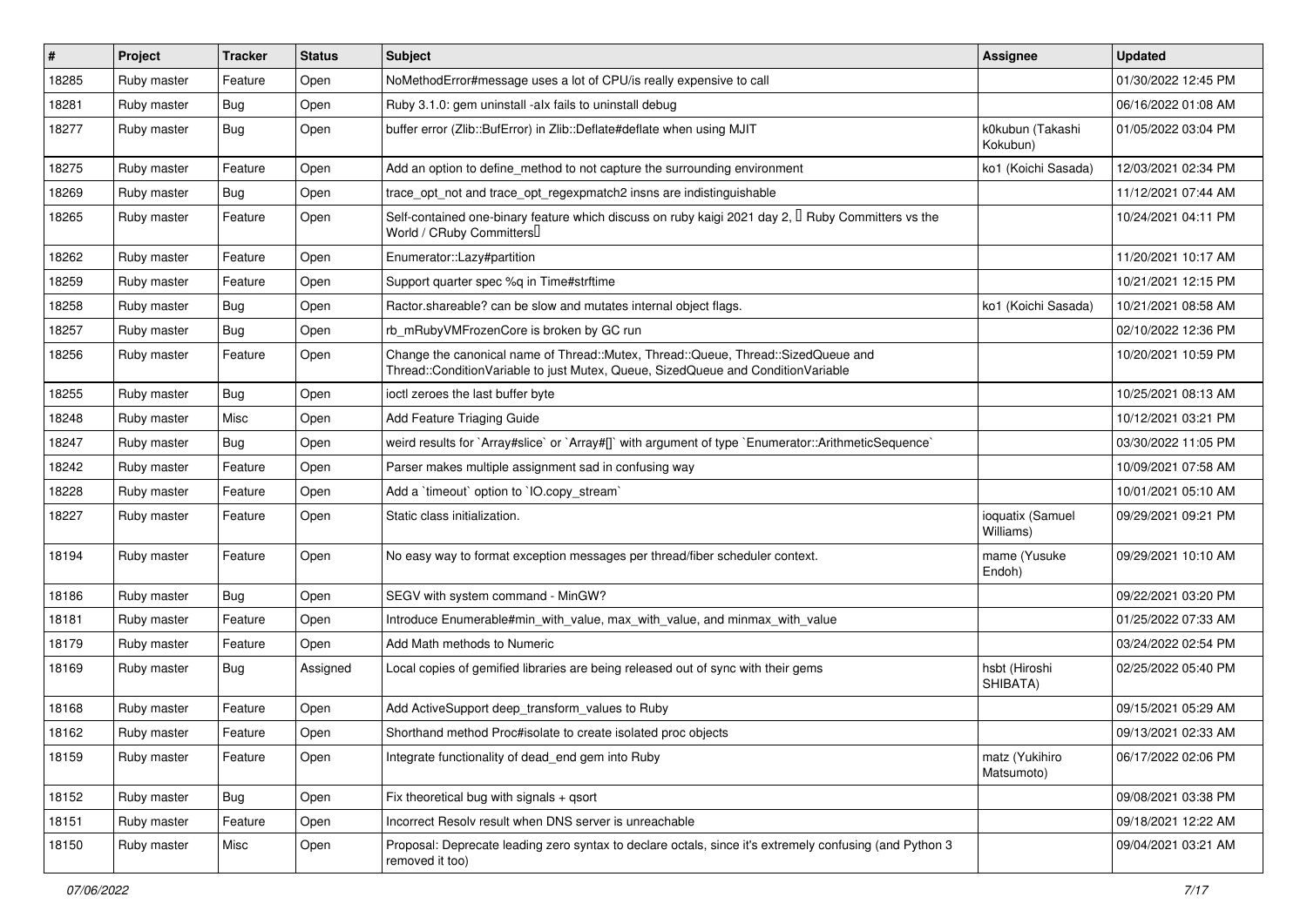| # | Project | Tracker | Status | Subject | Assignee | Updated |
|---|---|---|---|---|---|---|
| 18285 | Ruby master | Feature | Open | NoMethodError#message uses a lot of CPU/is really expensive to call | | 01/30/2022 12:45 PM |
| 18281 | Ruby master | Bug | Open | Ruby 3.1.0: gem uninstall -alx fails to uninstall debug | | 06/16/2022 01:08 AM |
| 18277 | Ruby master | Bug | Open | buffer error (Zlib::BufError) in Zlib::Deflate#deflate when using MJIT | k0kubun (Takashi Kokubun) | 01/05/2022 03:04 PM |
| 18275 | Ruby master | Feature | Open | Add an option to define_method to not capture the surrounding environment | ko1 (Koichi Sasada) | 12/03/2021 02:34 PM |
| 18269 | Ruby master | Bug | Open | trace_opt_not and trace_opt_regexpmatch2 insns are indistinguishable | | 11/12/2021 07:44 AM |
| 18265 | Ruby master | Feature | Open | Self-contained one-binary feature which discuss on ruby kaigi 2021 day 2,  Ruby Committers vs the World / CRuby Committers | | 10/24/2021 04:11 PM |
| 18262 | Ruby master | Feature | Open | Enumerator::Lazy#partition | | 11/20/2021 10:17 AM |
| 18259 | Ruby master | Feature | Open | Support quarter spec %q in Time#strftime | | 10/21/2021 12:15 PM |
| 18258 | Ruby master | Bug | Open | Ractor.shareable? can be slow and mutates internal object flags. | ko1 (Koichi Sasada) | 10/21/2021 08:58 AM |
| 18257 | Ruby master | Bug | Open | rb_mRubyVMFrozenCore is broken by GC run | | 02/10/2022 12:36 PM |
| 18256 | Ruby master | Feature | Open | Change the canonical name of Thread::Mutex, Thread::Queue, Thread::SizedQueue and Thread::ConditionVariable to just Mutex, Queue, SizedQueue and ConditionVariable | | 10/20/2021 10:59 PM |
| 18255 | Ruby master | Bug | Open | ioctl zeroes the last buffer byte | | 10/25/2021 08:13 AM |
| 18248 | Ruby master | Misc | Open | Add Feature Triaging Guide | | 10/12/2021 03:21 PM |
| 18247 | Ruby master | Bug | Open | weird results for `Array#slice` or `Array#[]` with argument of type `Enumerator::ArithmeticSequence` | | 03/30/2022 11:05 PM |
| 18242 | Ruby master | Feature | Open | Parser makes multiple assignment sad in confusing way | | 10/09/2021 07:58 AM |
| 18228 | Ruby master | Feature | Open | Add a `timeout` option to `IO.copy_stream` | | 10/01/2021 05:10 AM |
| 18227 | Ruby master | Feature | Open | Static class initialization. | ioquatix (Samuel Williams) | 09/29/2021 09:21 PM |
| 18194 | Ruby master | Feature | Open | No easy way to format exception messages per thread/fiber scheduler context. | mame (Yusuke Endoh) | 09/29/2021 10:10 AM |
| 18186 | Ruby master | Bug | Open | SEGV with system command - MinGW? | | 09/22/2021 03:20 PM |
| 18181 | Ruby master | Feature | Open | Introduce Enumerable#min_with_value, max_with_value, and minmax_with_value | | 01/25/2022 07:33 AM |
| 18179 | Ruby master | Feature | Open | Add Math methods to Numeric | | 03/24/2022 02:54 PM |
| 18169 | Ruby master | Bug | Assigned | Local copies of gemified libraries are being released out of sync with their gems | hsbt (Hiroshi SHIBATA) | 02/25/2022 05:40 PM |
| 18168 | Ruby master | Feature | Open | Add ActiveSupport deep_transform_values to Ruby | | 09/15/2021 05:29 AM |
| 18162 | Ruby master | Feature | Open | Shorthand method Proc#isolate to create isolated proc objects | | 09/13/2021 02:33 AM |
| 18159 | Ruby master | Feature | Open | Integrate functionality of dead_end gem into Ruby | matz (Yukihiro Matsumoto) | 06/17/2022 02:06 PM |
| 18152 | Ruby master | Bug | Open | Fix theoretical bug with signals + qsort | | 09/08/2021 03:38 PM |
| 18151 | Ruby master | Feature | Open | Incorrect Resolv result when DNS server is unreachable | | 09/18/2021 12:22 AM |
| 18150 | Ruby master | Misc | Open | Proposal: Deprecate leading zero syntax to declare octals, since it's extremely confusing (and Python 3 removed it too) | | 09/04/2021 03:21 AM |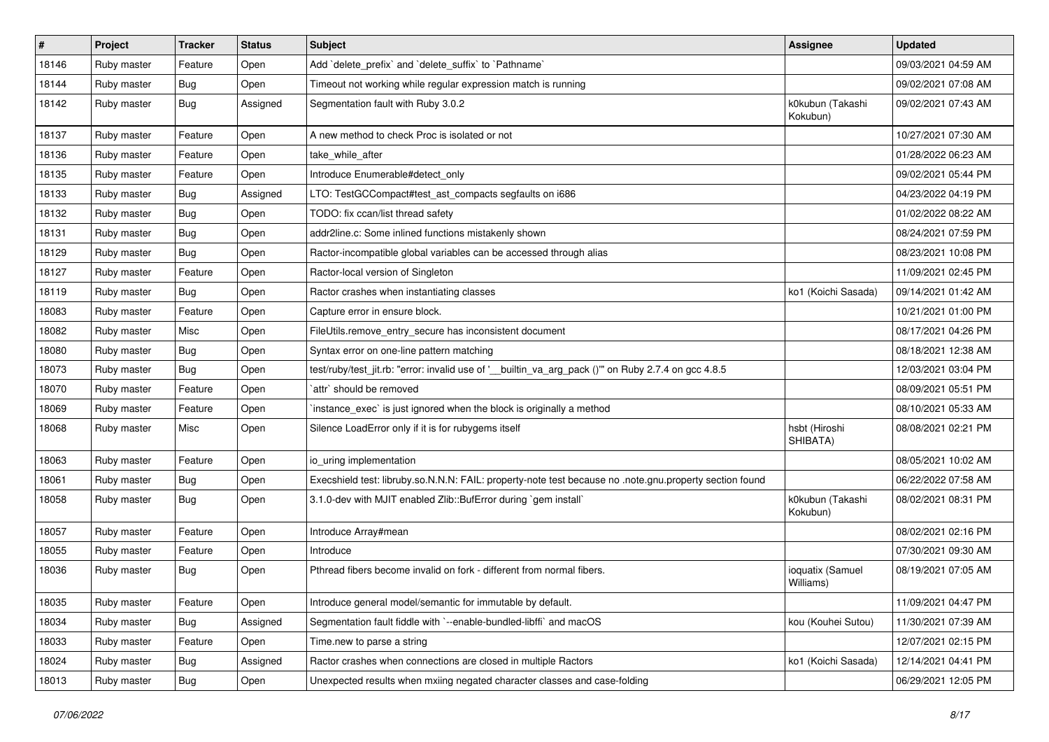| # | Project | Tracker | Status | Subject | Assignee | Updated |
|---|---|---|---|---|---|---|
| 18146 | Ruby master | Feature | Open | Add `delete_prefix` and `delete_suffix` to `Pathname` | | 09/03/2021 04:59 AM |
| 18144 | Ruby master | Bug | Open | Timeout not working while regular expression match is running | | 09/02/2021 07:08 AM |
| 18142 | Ruby master | Bug | Assigned | Segmentation fault with Ruby 3.0.2 | k0kubun (Takashi Kokubun) | 09/02/2021 07:43 AM |
| 18137 | Ruby master | Feature | Open | A new method to check Proc is isolated or not | | 10/27/2021 07:30 AM |
| 18136 | Ruby master | Feature | Open | take_while_after | | 01/28/2022 06:23 AM |
| 18135 | Ruby master | Feature | Open | Introduce Enumerable#detect_only | | 09/02/2021 05:44 PM |
| 18133 | Ruby master | Bug | Assigned | LTO: TestGCCompact#test_ast_compacts segfaults on i686 | | 04/23/2022 04:19 PM |
| 18132 | Ruby master | Bug | Open | TODO: fix ccan/list thread safety | | 01/02/2022 08:22 AM |
| 18131 | Ruby master | Bug | Open | addr2line.c: Some inlined functions mistakenly shown | | 08/24/2021 07:59 PM |
| 18129 | Ruby master | Bug | Open | Ractor-incompatible global variables can be accessed through alias | | 08/23/2021 10:08 PM |
| 18127 | Ruby master | Feature | Open | Ractor-local version of Singleton | | 11/09/2021 02:45 PM |
| 18119 | Ruby master | Bug | Open | Ractor crashes when instantiating classes | ko1 (Koichi Sasada) | 09/14/2021 01:42 AM |
| 18083 | Ruby master | Feature | Open | Capture error in ensure block. | | 10/21/2021 01:00 PM |
| 18082 | Ruby master | Misc | Open | FileUtils.remove_entry_secure has inconsistent document | | 08/17/2021 04:26 PM |
| 18080 | Ruby master | Bug | Open | Syntax error on one-line pattern matching | | 08/18/2021 12:38 AM |
| 18073 | Ruby master | Bug | Open | test/ruby/test_jit.rb: "error: invalid use of '__builtin_va_arg_pack ()'" on Ruby 2.7.4 on gcc 4.8.5 | | 12/03/2021 03:04 PM |
| 18070 | Ruby master | Feature | Open | `attr` should be removed | | 08/09/2021 05:51 PM |
| 18069 | Ruby master | Feature | Open | `instance_exec` is just ignored when the block is originally a method | | 08/10/2021 05:33 AM |
| 18068 | Ruby master | Misc | Open | Silence LoadError only if it is for rubygems itself | hsbt (Hiroshi SHIBATA) | 08/08/2021 02:21 PM |
| 18063 | Ruby master | Feature | Open | io_uring implementation | | 08/05/2021 10:02 AM |
| 18061 | Ruby master | Bug | Open | Execshield test: libruby.so.N.N.N: FAIL: property-note test because no .note.gnu.property section found | | 06/22/2022 07:58 AM |
| 18058 | Ruby master | Bug | Open | 3.1.0-dev with MJIT enabled Zlib::BufError during `gem install` | k0kubun (Takashi Kokubun) | 08/02/2021 08:31 PM |
| 18057 | Ruby master | Feature | Open | Introduce Array#mean | | 08/02/2021 02:16 PM |
| 18055 | Ruby master | Feature | Open | Introduce | | 07/30/2021 09:30 AM |
| 18036 | Ruby master | Bug | Open | Pthread fibers become invalid on fork - different from normal fibers. | ioquatix (Samuel Williams) | 08/19/2021 07:05 AM |
| 18035 | Ruby master | Feature | Open | Introduce general model/semantic for immutable by default. | | 11/09/2021 04:47 PM |
| 18034 | Ruby master | Bug | Assigned | Segmentation fault fiddle with `--enable-bundled-libffi` and macOS | kou (Kouhei Sutou) | 11/30/2021 07:39 AM |
| 18033 | Ruby master | Feature | Open | Time.new to parse a string | | 12/07/2021 02:15 PM |
| 18024 | Ruby master | Bug | Assigned | Ractor crashes when connections are closed in multiple Ractors | ko1 (Koichi Sasada) | 12/14/2021 04:41 PM |
| 18013 | Ruby master | Bug | Open | Unexpected results when mxiing negated character classes and case-folding | | 06/29/2021 12:05 PM |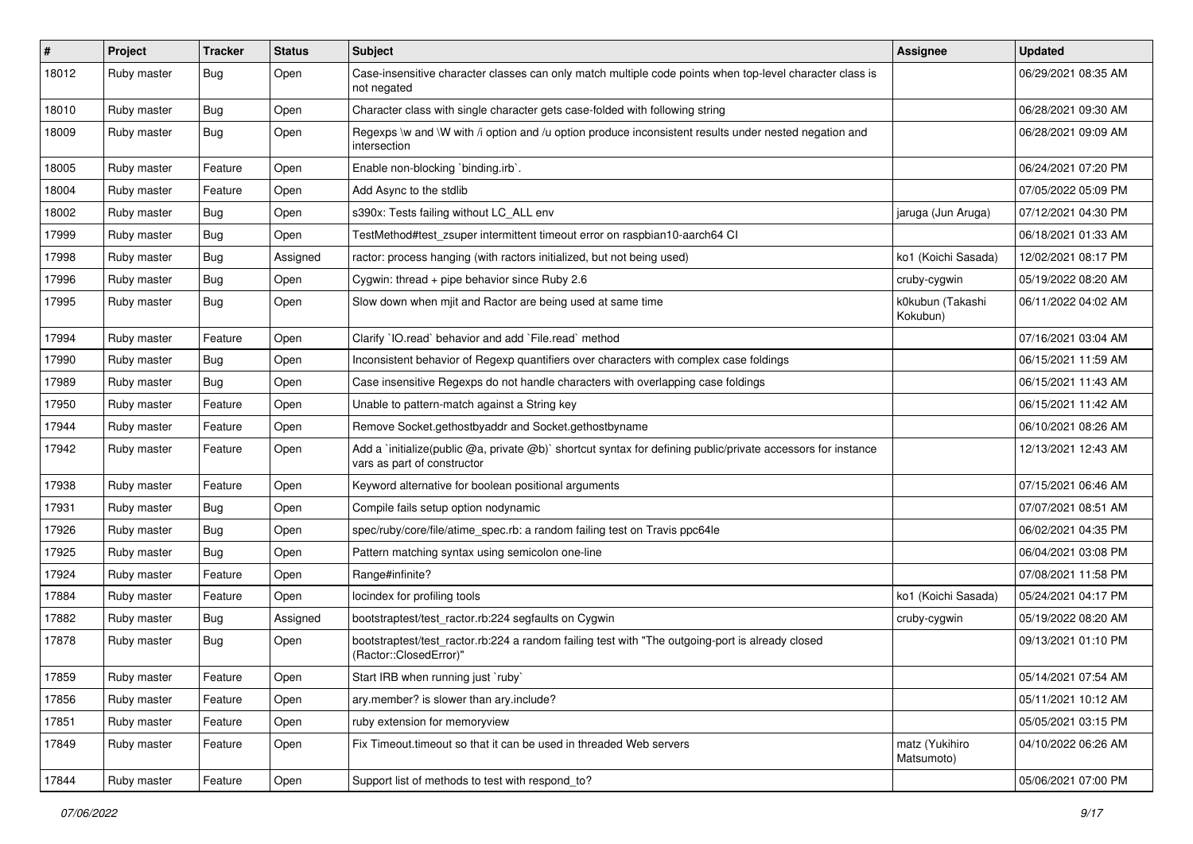| # | Project | Tracker | Status | Subject | Assignee | Updated |
|---|---|---|---|---|---|---|
| 18012 | Ruby master | Bug | Open | Case-insensitive character classes can only match multiple code points when top-level character class is not negated | | 06/29/2021 08:35 AM |
| 18010 | Ruby master | Bug | Open | Character class with single character gets case-folded with following string | | 06/28/2021 09:30 AM |
| 18009 | Ruby master | Bug | Open | Regexps \w and \W with /i option and /u option produce inconsistent results under nested negation and intersection | | 06/28/2021 09:09 AM |
| 18005 | Ruby master | Feature | Open | Enable non-blocking `binding.irb`. | | 06/24/2021 07:20 PM |
| 18004 | Ruby master | Feature | Open | Add Async to the stdlib | | 07/05/2022 05:09 PM |
| 18002 | Ruby master | Bug | Open | s390x: Tests failing without LC_ALL env | jaruga (Jun Aruga) | 07/12/2021 04:30 PM |
| 17999 | Ruby master | Bug | Open | TestMethod#test_zsuper intermittent timeout error on raspbian10-aarch64 CI | | 06/18/2021 01:33 AM |
| 17998 | Ruby master | Bug | Assigned | ractor: process hanging (with ractors initialized, but not being used) | ko1 (Koichi Sasada) | 12/02/2021 08:17 PM |
| 17996 | Ruby master | Bug | Open | Cygwin: thread + pipe behavior since Ruby 2.6 | cruby-cygwin | 05/19/2022 08:20 AM |
| 17995 | Ruby master | Bug | Open | Slow down when mjit and Ractor are being used at same time | k0kubun (Takashi Kokubun) | 06/11/2022 04:02 AM |
| 17994 | Ruby master | Feature | Open | Clarify `IO.read` behavior and add `File.read` method | | 07/16/2021 03:04 AM |
| 17990 | Ruby master | Bug | Open | Inconsistent behavior of Regexp quantifiers over characters with complex case foldings | | 06/15/2021 11:59 AM |
| 17989 | Ruby master | Bug | Open | Case insensitive Regexps do not handle characters with overlapping case foldings | | 06/15/2021 11:43 AM |
| 17950 | Ruby master | Feature | Open | Unable to pattern-match against a String key | | 06/15/2021 11:42 AM |
| 17944 | Ruby master | Feature | Open | Remove Socket.gethostbyaddr and Socket.gethostbyname | | 06/10/2021 08:26 AM |
| 17942 | Ruby master | Feature | Open | Add a `initialize(public @a, private @b)` shortcut syntax for defining public/private accessors for instance vars as part of constructor | | 12/13/2021 12:43 AM |
| 17938 | Ruby master | Feature | Open | Keyword alternative for boolean positional arguments | | 07/15/2021 06:46 AM |
| 17931 | Ruby master | Bug | Open | Compile fails setup option nodynamic | | 07/07/2021 08:51 AM |
| 17926 | Ruby master | Bug | Open | spec/ruby/core/file/atime_spec.rb: a random failing test on Travis ppc64le | | 06/02/2021 04:35 PM |
| 17925 | Ruby master | Bug | Open | Pattern matching syntax using semicolon one-line | | 06/04/2021 03:08 PM |
| 17924 | Ruby master | Feature | Open | Range#infinite? | | 07/08/2021 11:58 PM |
| 17884 | Ruby master | Feature | Open | locindex for profiling tools | ko1 (Koichi Sasada) | 05/24/2021 04:17 PM |
| 17882 | Ruby master | Bug | Assigned | bootstraptest/test_ractor.rb:224 segfaults on Cygwin | cruby-cygwin | 05/19/2022 08:20 AM |
| 17878 | Ruby master | Bug | Open | bootstraptest/test_ractor.rb:224 a random failing test with "The outgoing-port is already closed (Ractor::ClosedError)" | | 09/13/2021 01:10 PM |
| 17859 | Ruby master | Feature | Open | Start IRB when running just `ruby` | | 05/14/2021 07:54 AM |
| 17856 | Ruby master | Feature | Open | ary.member? is slower than ary.include? | | 05/11/2021 10:12 AM |
| 17851 | Ruby master | Feature | Open | ruby extension for memoryview | | 05/05/2021 03:15 PM |
| 17849 | Ruby master | Feature | Open | Fix Timeout.timeout so that it can be used in threaded Web servers | matz (Yukihiro Matsumoto) | 04/10/2022 06:26 AM |
| 17844 | Ruby master | Feature | Open | Support list of methods to test with respond_to? | | 05/06/2021 07:00 PM |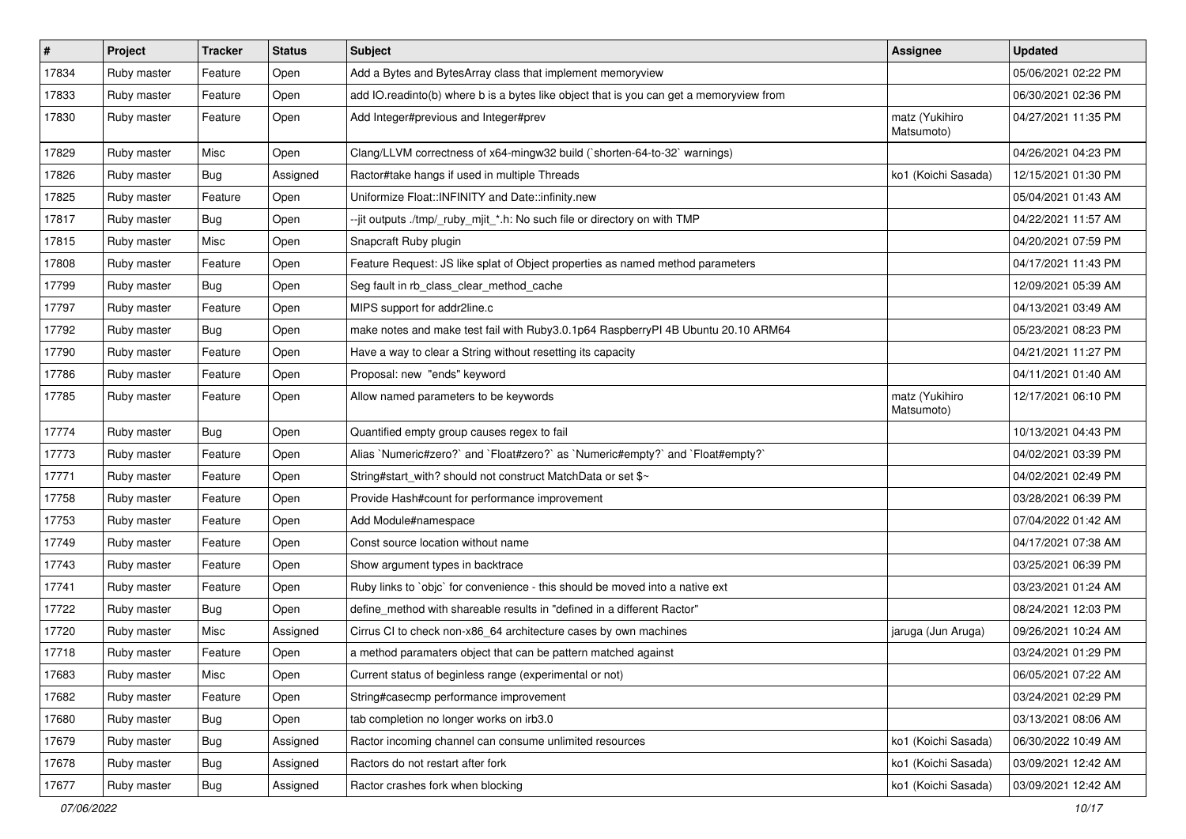| # | Project | Tracker | Status | Subject | Assignee | Updated |
|---|---|---|---|---|---|---|
| 17834 | Ruby master | Feature | Open | Add a Bytes and BytesArray class that implement memoryview | | 05/06/2021 02:22 PM |
| 17833 | Ruby master | Feature | Open | add IO.readinto(b) where b is a bytes like object that is you can get a memoryview from | | 06/30/2021 02:36 PM |
| 17830 | Ruby master | Feature | Open | Add Integer#previous and Integer#prev | matz (Yukihiro Matsumoto) | 04/27/2021 11:35 PM |
| 17829 | Ruby master | Misc | Open | Clang/LLVM correctness of x64-mingw32 build (`shorten-64-to-32` warnings) | | 04/26/2021 04:23 PM |
| 17826 | Ruby master | Bug | Assigned | Ractor#take hangs if used in multiple Threads | ko1 (Koichi Sasada) | 12/15/2021 01:30 PM |
| 17825 | Ruby master | Feature | Open | Uniformize Float::INFINITY and Date::infinity.new | | 05/04/2021 01:43 AM |
| 17817 | Ruby master | Bug | Open | --jit outputs ./tmp/_ruby_mjit_*.h: No such file or directory on with TMP | | 04/22/2021 11:57 AM |
| 17815 | Ruby master | Misc | Open | Snapcraft Ruby plugin | | 04/20/2021 07:59 PM |
| 17808 | Ruby master | Feature | Open | Feature Request: JS like splat of Object properties as named method parameters | | 04/17/2021 11:43 PM |
| 17799 | Ruby master | Bug | Open | Seg fault in rb_class_clear_method_cache | | 12/09/2021 05:39 AM |
| 17797 | Ruby master | Feature | Open | MIPS support for addr2line.c | | 04/13/2021 03:49 AM |
| 17792 | Ruby master | Bug | Open | make notes and make test fail with Ruby3.0.1p64 RaspberryPI 4B Ubuntu 20.10 ARM64 | | 05/23/2021 08:23 PM |
| 17790 | Ruby master | Feature | Open | Have a way to clear a String without resetting its capacity | | 04/21/2021 11:27 PM |
| 17786 | Ruby master | Feature | Open | Proposal: new "ends" keyword | | 04/11/2021 01:40 AM |
| 17785 | Ruby master | Feature | Open | Allow named parameters to be keywords | matz (Yukihiro Matsumoto) | 12/17/2021 06:10 PM |
| 17774 | Ruby master | Bug | Open | Quantified empty group causes regex to fail | | 10/13/2021 04:43 PM |
| 17773 | Ruby master | Feature | Open | Alias `Numeric#zero?` and `Float#zero?` as `Numeric#empty?` and `Float#empty?` | | 04/02/2021 03:39 PM |
| 17771 | Ruby master | Feature | Open | String#start_with? should not construct MatchData or set $~ | | 04/02/2021 02:49 PM |
| 17758 | Ruby master | Feature | Open | Provide Hash#count for performance improvement | | 03/28/2021 06:39 PM |
| 17753 | Ruby master | Feature | Open | Add Module#namespace | | 07/04/2022 01:42 AM |
| 17749 | Ruby master | Feature | Open | Const source location without name | | 04/17/2021 07:38 AM |
| 17743 | Ruby master | Feature | Open | Show argument types in backtrace | | 03/25/2021 06:39 PM |
| 17741 | Ruby master | Feature | Open | Ruby links to `objc` for convenience - this should be moved into a native ext | | 03/23/2021 01:24 AM |
| 17722 | Ruby master | Bug | Open | define_method with shareable results in "defined in a different Ractor" | | 08/24/2021 12:03 PM |
| 17720 | Ruby master | Misc | Assigned | Cirrus CI to check non-x86_64 architecture cases by own machines | jaruga (Jun Aruga) | 09/26/2021 10:24 AM |
| 17718 | Ruby master | Feature | Open | a method paramaters object that can be pattern matched against | | 03/24/2021 01:29 PM |
| 17683 | Ruby master | Misc | Open | Current status of beginless range (experimental or not) | | 06/05/2021 07:22 AM |
| 17682 | Ruby master | Feature | Open | String#casecmp performance improvement | | 03/24/2021 02:29 PM |
| 17680 | Ruby master | Bug | Open | tab completion no longer works on irb3.0 | | 03/13/2021 08:06 AM |
| 17679 | Ruby master | Bug | Assigned | Ractor incoming channel can consume unlimited resources | ko1 (Koichi Sasada) | 06/30/2022 10:49 AM |
| 17678 | Ruby master | Bug | Assigned | Ractors do not restart after fork | ko1 (Koichi Sasada) | 03/09/2021 12:42 AM |
| 17677 | Ruby master | Bug | Assigned | Ractor crashes fork when blocking | ko1 (Koichi Sasada) | 03/09/2021 12:42 AM |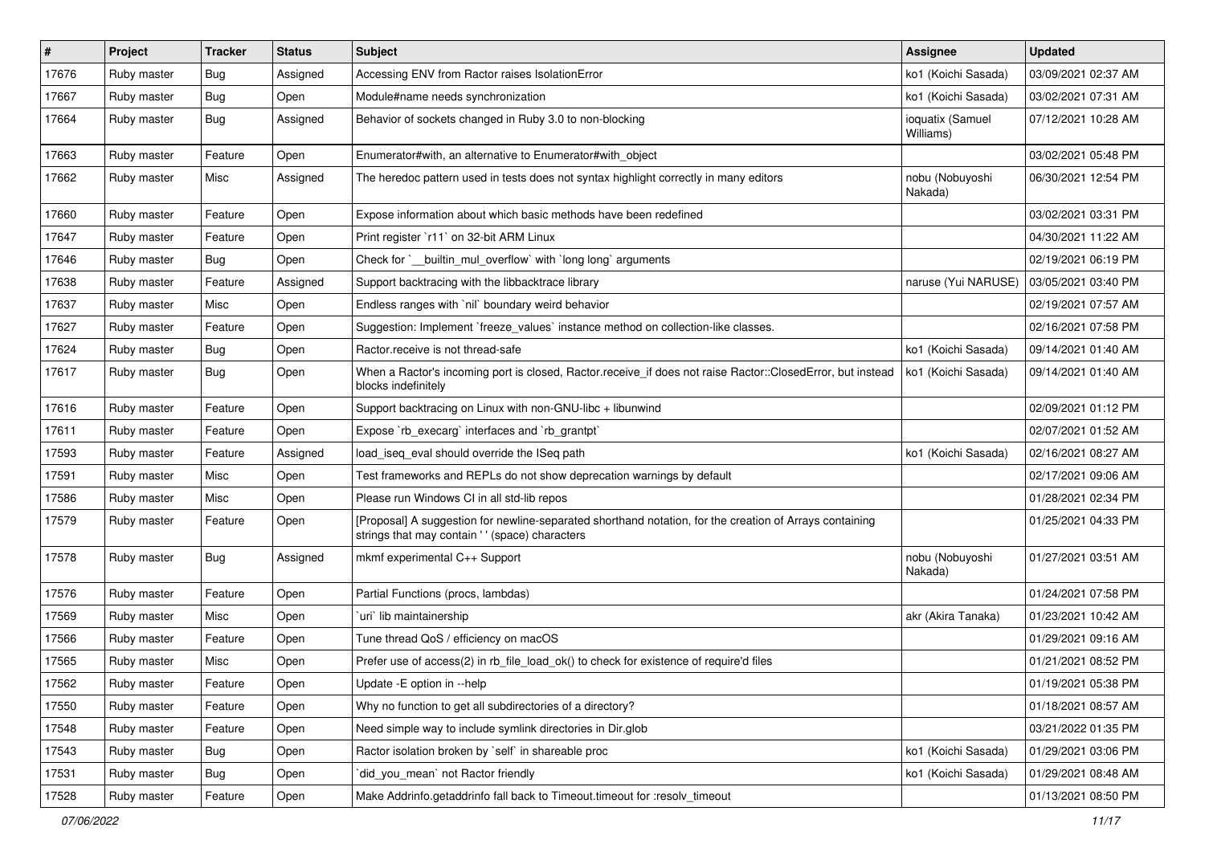| # | Project | Tracker | Status | Subject | Assignee | Updated |
|---|---|---|---|---|---|---|
| 17676 | Ruby master | Bug | Assigned | Accessing ENV from Ractor raises IsolationError | ko1 (Koichi Sasada) | 03/09/2021 02:37 AM |
| 17667 | Ruby master | Bug | Open | Module#name needs synchronization | ko1 (Koichi Sasada) | 03/02/2021 07:31 AM |
| 17664 | Ruby master | Bug | Assigned | Behavior of sockets changed in Ruby 3.0 to non-blocking | ioquatix (Samuel Williams) | 07/12/2021 10:28 AM |
| 17663 | Ruby master | Feature | Open | Enumerator#with, an alternative to Enumerator#with_object | | 03/02/2021 05:48 PM |
| 17662 | Ruby master | Misc | Assigned | The heredoc pattern used in tests does not syntax highlight correctly in many editors | nobu (Nobuyoshi Nakada) | 06/30/2021 12:54 PM |
| 17660 | Ruby master | Feature | Open | Expose information about which basic methods have been redefined | | 03/02/2021 03:31 PM |
| 17647 | Ruby master | Feature | Open | Print register `r11` on 32-bit ARM Linux | | 04/30/2021 11:22 AM |
| 17646 | Ruby master | Bug | Open | Check for `__builtin_mul_overflow` with `long long` arguments | | 02/19/2021 06:19 PM |
| 17638 | Ruby master | Feature | Assigned | Support backtracing with the libbacktrace library | naruse (Yui NARUSE) | 03/05/2021 03:40 PM |
| 17637 | Ruby master | Misc | Open | Endless ranges with `nil` boundary weird behavior | | 02/19/2021 07:57 AM |
| 17627 | Ruby master | Feature | Open | Suggestion: Implement `freeze_values` instance method on collection-like classes. | | 02/16/2021 07:58 PM |
| 17624 | Ruby master | Bug | Open | Ractor.receive is not thread-safe | ko1 (Koichi Sasada) | 09/14/2021 01:40 AM |
| 17617 | Ruby master | Bug | Open | When a Ractor's incoming port is closed, Ractor.receive_if does not raise Ractor::ClosedError, but instead blocks indefinitely | ko1 (Koichi Sasada) | 09/14/2021 01:40 AM |
| 17616 | Ruby master | Feature | Open | Support backtracing on Linux with non-GNU-libc + libunwind | | 02/09/2021 01:12 PM |
| 17611 | Ruby master | Feature | Open | Expose `rb_execarg` interfaces and `rb_grantpt` | | 02/07/2021 01:52 AM |
| 17593 | Ruby master | Feature | Assigned | load_iseq_eval should override the ISeq path | ko1 (Koichi Sasada) | 02/16/2021 08:27 AM |
| 17591 | Ruby master | Misc | Open | Test frameworks and REPLs do not show deprecation warnings by default | | 02/17/2021 09:06 AM |
| 17586 | Ruby master | Misc | Open | Please run Windows CI in all std-lib repos | | 01/28/2021 02:34 PM |
| 17579 | Ruby master | Feature | Open | [Proposal] A suggestion for newline-separated shorthand notation, for the creation of Arrays containing strings that may contain ' ' (space) characters | | 01/25/2021 04:33 PM |
| 17578 | Ruby master | Bug | Assigned | mkmf experimental C++ Support | nobu (Nobuyoshi Nakada) | 01/27/2021 03:51 AM |
| 17576 | Ruby master | Feature | Open | Partial Functions (procs, lambdas) | | 01/24/2021 07:58 PM |
| 17569 | Ruby master | Misc | Open | `uri` lib maintainership | akr (Akira Tanaka) | 01/23/2021 10:42 AM |
| 17566 | Ruby master | Feature | Open | Tune thread QoS / efficiency on macOS | | 01/29/2021 09:16 AM |
| 17565 | Ruby master | Misc | Open | Prefer use of access(2) in rb_file_load_ok() to check for existence of require'd files | | 01/21/2021 08:52 PM |
| 17562 | Ruby master | Feature | Open | Update -E option in --help | | 01/19/2021 05:38 PM |
| 17550 | Ruby master | Feature | Open | Why no function to get all subdirectories of a directory? | | 01/18/2021 08:57 AM |
| 17548 | Ruby master | Feature | Open | Need simple way to include symlink directories in Dir.glob | | 03/21/2022 01:35 PM |
| 17543 | Ruby master | Bug | Open | Ractor isolation broken by `self` in shareable proc | ko1 (Koichi Sasada) | 01/29/2021 03:06 PM |
| 17531 | Ruby master | Bug | Open | `did_you_mean` not Ractor friendly | ko1 (Koichi Sasada) | 01/29/2021 08:48 AM |
| 17528 | Ruby master | Feature | Open | Make Addrinfo.getaddrinfo fall back to Timeout.timeout for :resolv_timeout | | 01/13/2021 08:50 PM |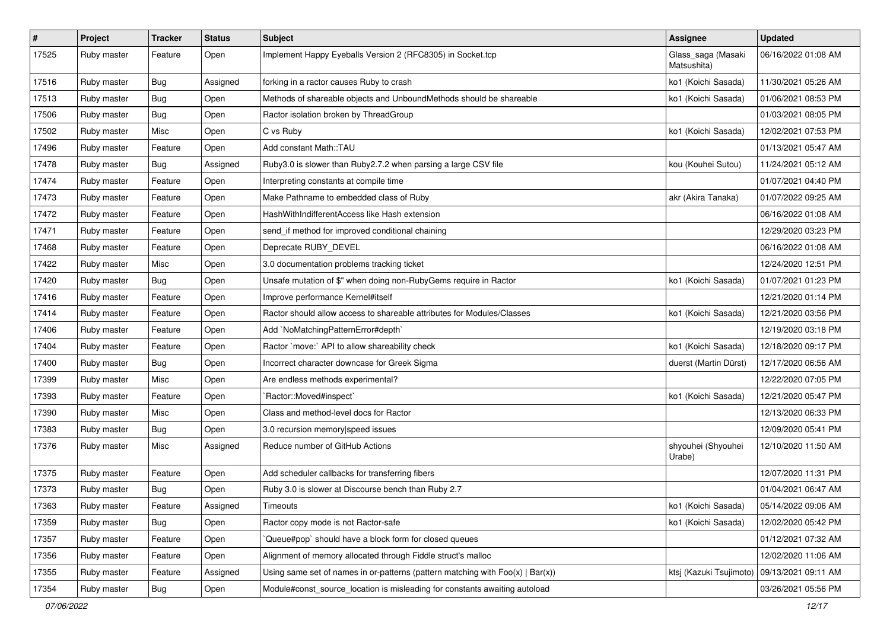| # | Project | Tracker | Status | Subject | Assignee | Updated |
|---|---|---|---|---|---|---|
| 17525 | Ruby master | Feature | Open | Implement Happy Eyeballs Version 2 (RFC8305) in Socket.tcp | Glass_saga (Masaki Matsushita) | 06/16/2022 01:08 AM |
| 17516 | Ruby master | Bug | Assigned | forking in a ractor causes Ruby to crash | ko1 (Koichi Sasada) | 11/30/2021 05:26 AM |
| 17513 | Ruby master | Bug | Open | Methods of shareable objects and UnboundMethods should be shareable | ko1 (Koichi Sasada) | 01/06/2021 08:53 PM |
| 17506 | Ruby master | Bug | Open | Ractor isolation broken by ThreadGroup | | 01/03/2021 08:05 PM |
| 17502 | Ruby master | Misc | Open | C vs Ruby | ko1 (Koichi Sasada) | 12/02/2021 07:53 PM |
| 17496 | Ruby master | Feature | Open | Add constant Math::TAU | | 01/13/2021 05:47 AM |
| 17478 | Ruby master | Bug | Assigned | Ruby3.0 is slower than Ruby2.7.2 when parsing a large CSV file | kou (Kouhei Sutou) | 11/24/2021 05:12 AM |
| 17474 | Ruby master | Feature | Open | Interpreting constants at compile time | | 01/07/2021 04:40 PM |
| 17473 | Ruby master | Feature | Open | Make Pathname to embedded class of Ruby | akr (Akira Tanaka) | 01/07/2022 09:25 AM |
| 17472 | Ruby master | Feature | Open | HashWithIndifferentAccess like Hash extension | | 06/16/2022 01:08 AM |
| 17471 | Ruby master | Feature | Open | send_if method for improved conditional chaining | | 12/29/2020 03:23 PM |
| 17468 | Ruby master | Feature | Open | Deprecate RUBY_DEVEL | | 06/16/2022 01:08 AM |
| 17422 | Ruby master | Misc | Open | 3.0 documentation problems tracking ticket | | 12/24/2020 12:51 PM |
| 17420 | Ruby master | Bug | Open | Unsafe mutation of $" when doing non-RubyGems require in Ractor | ko1 (Koichi Sasada) | 01/07/2021 01:23 PM |
| 17416 | Ruby master | Feature | Open | Improve performance Kernel#itself | | 12/21/2020 01:14 PM |
| 17414 | Ruby master | Feature | Open | Ractor should allow access to shareable attributes for Modules/Classes | ko1 (Koichi Sasada) | 12/21/2020 03:56 PM |
| 17406 | Ruby master | Feature | Open | Add `NoMatchingPatternError#depth` | | 12/19/2020 03:18 PM |
| 17404 | Ruby master | Feature | Open | Ractor `move:` API to allow shareability check | ko1 (Koichi Sasada) | 12/18/2020 09:17 PM |
| 17400 | Ruby master | Bug | Open | Incorrect character downcase for Greek Sigma | duerst (Martin Dürst) | 12/17/2020 06:56 AM |
| 17399 | Ruby master | Misc | Open | Are endless methods experimental? | | 12/22/2020 07:05 PM |
| 17393 | Ruby master | Feature | Open | `Ractor::Moved#inspect` | ko1 (Koichi Sasada) | 12/21/2020 05:47 PM |
| 17390 | Ruby master | Misc | Open | Class and method-level docs for Ractor | | 12/13/2020 06:33 PM |
| 17383 | Ruby master | Bug | Open | 3.0 recursion memory\|speed issues | | 12/09/2020 05:41 PM |
| 17376 | Ruby master | Misc | Assigned | Reduce number of GitHub Actions | shyouhei (Shyouhei Urabe) | 12/10/2020 11:50 AM |
| 17375 | Ruby master | Feature | Open | Add scheduler callbacks for transferring fibers | | 12/07/2020 11:31 PM |
| 17373 | Ruby master | Bug | Open | Ruby 3.0 is slower at Discourse bench than Ruby 2.7 | | 01/04/2021 06:47 AM |
| 17363 | Ruby master | Feature | Assigned | Timeouts | ko1 (Koichi Sasada) | 05/14/2022 09:06 AM |
| 17359 | Ruby master | Bug | Open | Ractor copy mode is not Ractor-safe | ko1 (Koichi Sasada) | 12/02/2020 05:42 PM |
| 17357 | Ruby master | Feature | Open | `Queue#pop` should have a block form for closed queues | | 01/12/2021 07:32 AM |
| 17356 | Ruby master | Feature | Open | Alignment of memory allocated through Fiddle struct's malloc | | 12/02/2020 11:06 AM |
| 17355 | Ruby master | Feature | Assigned | Using same set of names in or-patterns (pattern matching with Foo(x) \| Bar(x)) | ktsj (Kazuki Tsujimoto) | 09/13/2021 09:11 AM |
| 17354 | Ruby master | Bug | Open | Module#const_source_location is misleading for constants awaiting autoload | | 03/26/2021 05:56 PM |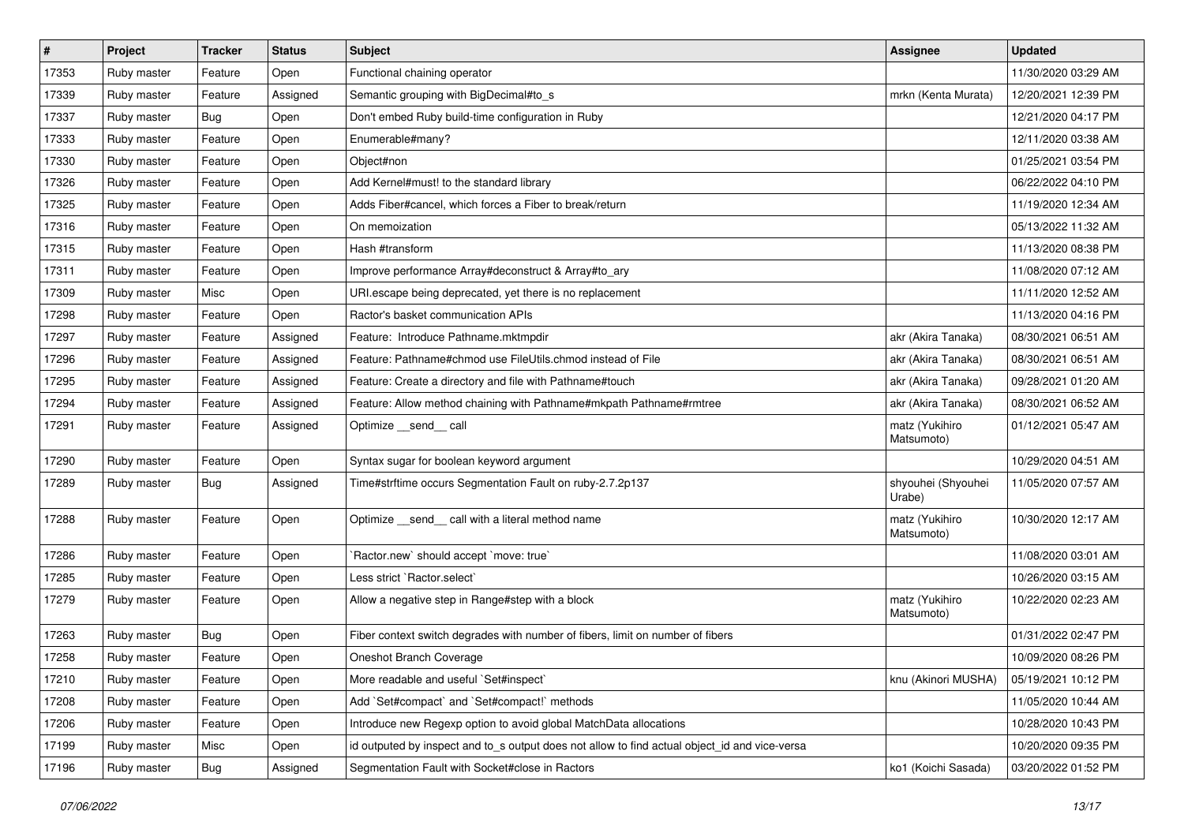| # | Project | Tracker | Status | Subject | Assignee | Updated |
|---|---|---|---|---|---|---|
| 17353 | Ruby master | Feature | Open | Functional chaining operator | | 11/30/2020 03:29 AM |
| 17339 | Ruby master | Feature | Assigned | Semantic grouping with BigDecimal#to_s | mrkn (Kenta Murata) | 12/20/2021 12:39 PM |
| 17337 | Ruby master | Bug | Open | Don't embed Ruby build-time configuration in Ruby | | 12/21/2020 04:17 PM |
| 17333 | Ruby master | Feature | Open | Enumerable#many? | | 12/11/2020 03:38 AM |
| 17330 | Ruby master | Feature | Open | Object#non | | 01/25/2021 03:54 PM |
| 17326 | Ruby master | Feature | Open | Add Kernel#must! to the standard library | | 06/22/2022 04:10 PM |
| 17325 | Ruby master | Feature | Open | Adds Fiber#cancel, which forces a Fiber to break/return | | 11/19/2020 12:34 AM |
| 17316 | Ruby master | Feature | Open | On memoization | | 05/13/2022 11:32 AM |
| 17315 | Ruby master | Feature | Open | Hash #transform | | 11/13/2020 08:38 PM |
| 17311 | Ruby master | Feature | Open | Improve performance Array#deconstruct & Array#to_ary | | 11/08/2020 07:12 AM |
| 17309 | Ruby master | Misc | Open | URI.escape being deprecated, yet there is no replacement | | 11/11/2020 12:52 AM |
| 17298 | Ruby master | Feature | Open | Ractor's basket communication APIs | | 11/13/2020 04:16 PM |
| 17297 | Ruby master | Feature | Assigned | Feature: Introduce Pathname.mktmpdir | akr (Akira Tanaka) | 08/30/2021 06:51 AM |
| 17296 | Ruby master | Feature | Assigned | Feature: Pathname#chmod use FileUtils.chmod instead of File | akr (Akira Tanaka) | 08/30/2021 06:51 AM |
| 17295 | Ruby master | Feature | Assigned | Feature: Create a directory and file with Pathname#touch | akr (Akira Tanaka) | 09/28/2021 01:20 AM |
| 17294 | Ruby master | Feature | Assigned | Feature: Allow method chaining with Pathname#mkpath Pathname#rmtree | akr (Akira Tanaka) | 08/30/2021 06:52 AM |
| 17291 | Ruby master | Feature | Assigned | Optimize __send__ call | matz (Yukihiro Matsumoto) | 01/12/2021 05:47 AM |
| 17290 | Ruby master | Feature | Open | Syntax sugar for boolean keyword argument | | 10/29/2020 04:51 AM |
| 17289 | Ruby master | Bug | Assigned | Time#strftime occurs Segmentation Fault on ruby-2.7.2p137 | shyouhei (Shyouhei Urabe) | 11/05/2020 07:57 AM |
| 17288 | Ruby master | Feature | Open | Optimize __send__ call with a literal method name | matz (Yukihiro Matsumoto) | 10/30/2020 12:17 AM |
| 17286 | Ruby master | Feature | Open | `Ractor.new` should accept `move: true` | | 11/08/2020 03:01 AM |
| 17285 | Ruby master | Feature | Open | Less strict `Ractor.select` | | 10/26/2020 03:15 AM |
| 17279 | Ruby master | Feature | Open | Allow a negative step in Range#step with a block | matz (Yukihiro Matsumoto) | 10/22/2020 02:23 AM |
| 17263 | Ruby master | Bug | Open | Fiber context switch degrades with number of fibers, limit on number of fibers | | 01/31/2022 02:47 PM |
| 17258 | Ruby master | Feature | Open | Oneshot Branch Coverage | | 10/09/2020 08:26 PM |
| 17210 | Ruby master | Feature | Open | More readable and useful `Set#inspect` | knu (Akinori MUSHA) | 05/19/2021 10:12 PM |
| 17208 | Ruby master | Feature | Open | Add `Set#compact` and `Set#compact!` methods | | 11/05/2020 10:44 AM |
| 17206 | Ruby master | Feature | Open | Introduce new Regexp option to avoid global MatchData allocations | | 10/28/2020 10:43 PM |
| 17199 | Ruby master | Misc | Open | id outputed by inspect and to_s output does not allow to find actual object_id and vice-versa | | 10/20/2020 09:35 PM |
| 17196 | Ruby master | Bug | Assigned | Segmentation Fault with Socket#close in Ractors | ko1 (Koichi Sasada) | 03/20/2022 01:52 PM |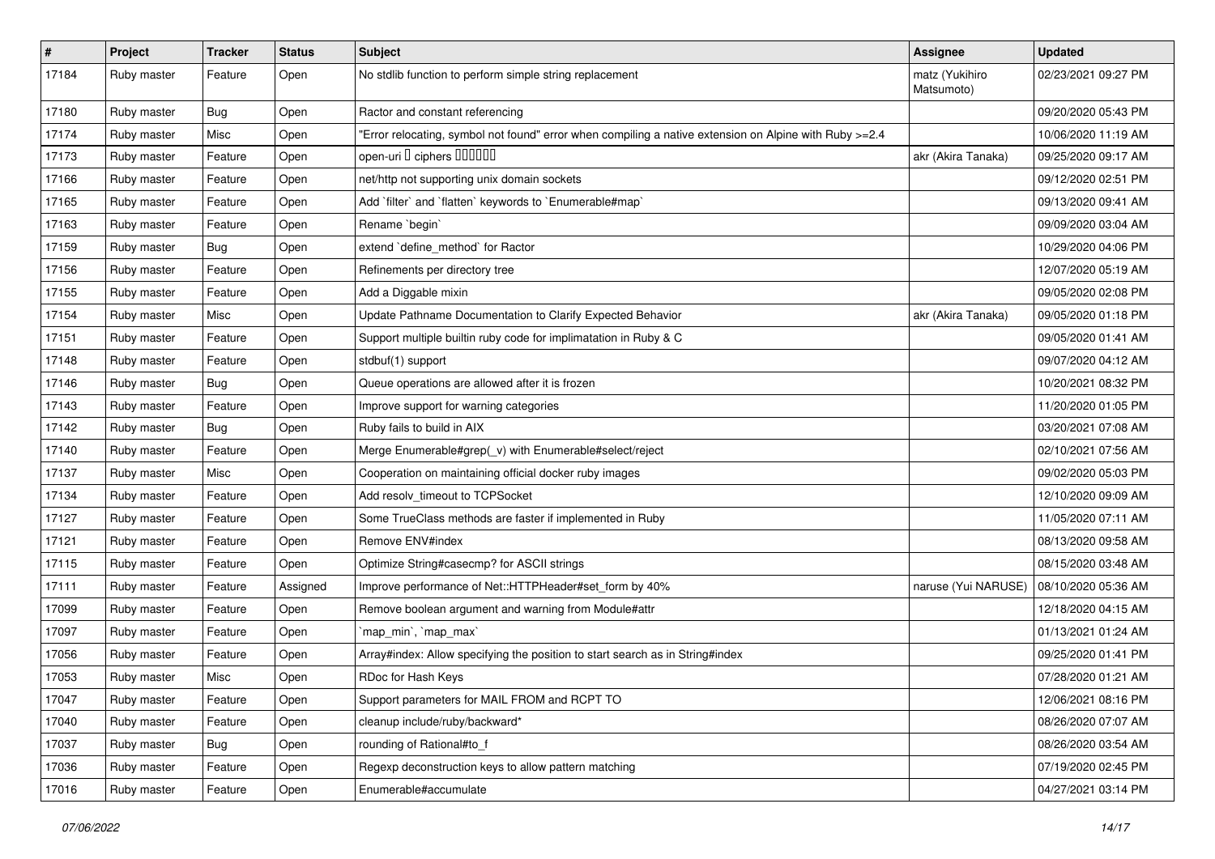| # | Project | Tracker | Status | Subject | Assignee | Updated |
|---|---|---|---|---|---|---|
| 17184 | Ruby master | Feature | Open | No stdlib function to perform simple string replacement | matz (Yukihiro Matsumoto) | 02/23/2021 09:27 PM |
| 17180 | Ruby master | Bug | Open | Ractor and constant referencing | | 09/20/2020 05:43 PM |
| 17174 | Ruby master | Misc | Open | "Error relocating, symbol not found" error when compiling a native extension on Alpine with Ruby >=2.4 | | 10/06/2020 11:19 AM |
| 17173 | Ruby master | Feature | Open | open-uri の ciphers 設定機能追加 | akr (Akira Tanaka) | 09/25/2020 09:17 AM |
| 17166 | Ruby master | Feature | Open | net/http not supporting unix domain sockets | | 09/12/2020 02:51 PM |
| 17165 | Ruby master | Feature | Open | Add `filter` and `flatten` keywords to `Enumerable#map` | | 09/13/2020 09:41 AM |
| 17163 | Ruby master | Feature | Open | Rename `begin` | | 09/09/2020 03:04 AM |
| 17159 | Ruby master | Bug | Open | extend `define_method` for Ractor | | 10/29/2020 04:06 PM |
| 17156 | Ruby master | Feature | Open | Refinements per directory tree | | 12/07/2020 05:19 AM |
| 17155 | Ruby master | Feature | Open | Add a Diggable mixin | | 09/05/2020 02:08 PM |
| 17154 | Ruby master | Misc | Open | Update Pathname Documentation to Clarify Expected Behavior | akr (Akira Tanaka) | 09/05/2020 01:18 PM |
| 17151 | Ruby master | Feature | Open | Support multiple builtin ruby code for implimatation in Ruby & C | | 09/05/2020 01:41 AM |
| 17148 | Ruby master | Feature | Open | stdbuf(1) support | | 09/07/2020 04:12 AM |
| 17146 | Ruby master | Bug | Open | Queue operations are allowed after it is frozen | | 10/20/2021 08:32 PM |
| 17143 | Ruby master | Feature | Open | Improve support for warning categories | | 11/20/2020 01:05 PM |
| 17142 | Ruby master | Bug | Open | Ruby fails to build in AIX | | 03/20/2021 07:08 AM |
| 17140 | Ruby master | Feature | Open | Merge Enumerable#grep(_v) with Enumerable#select/reject | | 02/10/2021 07:56 AM |
| 17137 | Ruby master | Misc | Open | Cooperation on maintaining official docker ruby images | | 09/02/2020 05:03 PM |
| 17134 | Ruby master | Feature | Open | Add resolv_timeout to TCPSocket | | 12/10/2020 09:09 AM |
| 17127 | Ruby master | Feature | Open | Some TrueClass methods are faster if implemented in Ruby | | 11/05/2020 07:11 AM |
| 17121 | Ruby master | Feature | Open | Remove ENV#index | | 08/13/2020 09:58 AM |
| 17115 | Ruby master | Feature | Open | Optimize String#casecmp? for ASCII strings | | 08/15/2020 03:48 AM |
| 17111 | Ruby master | Feature | Assigned | Improve performance of Net::HTTPHeader#set_form by 40% | naruse (Yui NARUSE) | 08/10/2020 05:36 AM |
| 17099 | Ruby master | Feature | Open | Remove boolean argument and warning from Module#attr | | 12/18/2020 04:15 AM |
| 17097 | Ruby master | Feature | Open | `map_min`, `map_max` | | 01/13/2021 01:24 AM |
| 17056 | Ruby master | Feature | Open | Array#index: Allow specifying the position to start search as in String#index | | 09/25/2020 01:41 PM |
| 17053 | Ruby master | Misc | Open | RDoc for Hash Keys | | 07/28/2020 01:21 AM |
| 17047 | Ruby master | Feature | Open | Support parameters for MAIL FROM and RCPT TO | | 12/06/2021 08:16 PM |
| 17040 | Ruby master | Feature | Open | cleanup include/ruby/backward* | | 08/26/2020 07:07 AM |
| 17037 | Ruby master | Bug | Open | rounding of Rational#to_f | | 08/26/2020 03:54 AM |
| 17036 | Ruby master | Feature | Open | Regexp deconstruction keys to allow pattern matching | | 07/19/2020 02:45 PM |
| 17016 | Ruby master | Feature | Open | Enumerable#accumulate | | 04/27/2021 03:14 PM |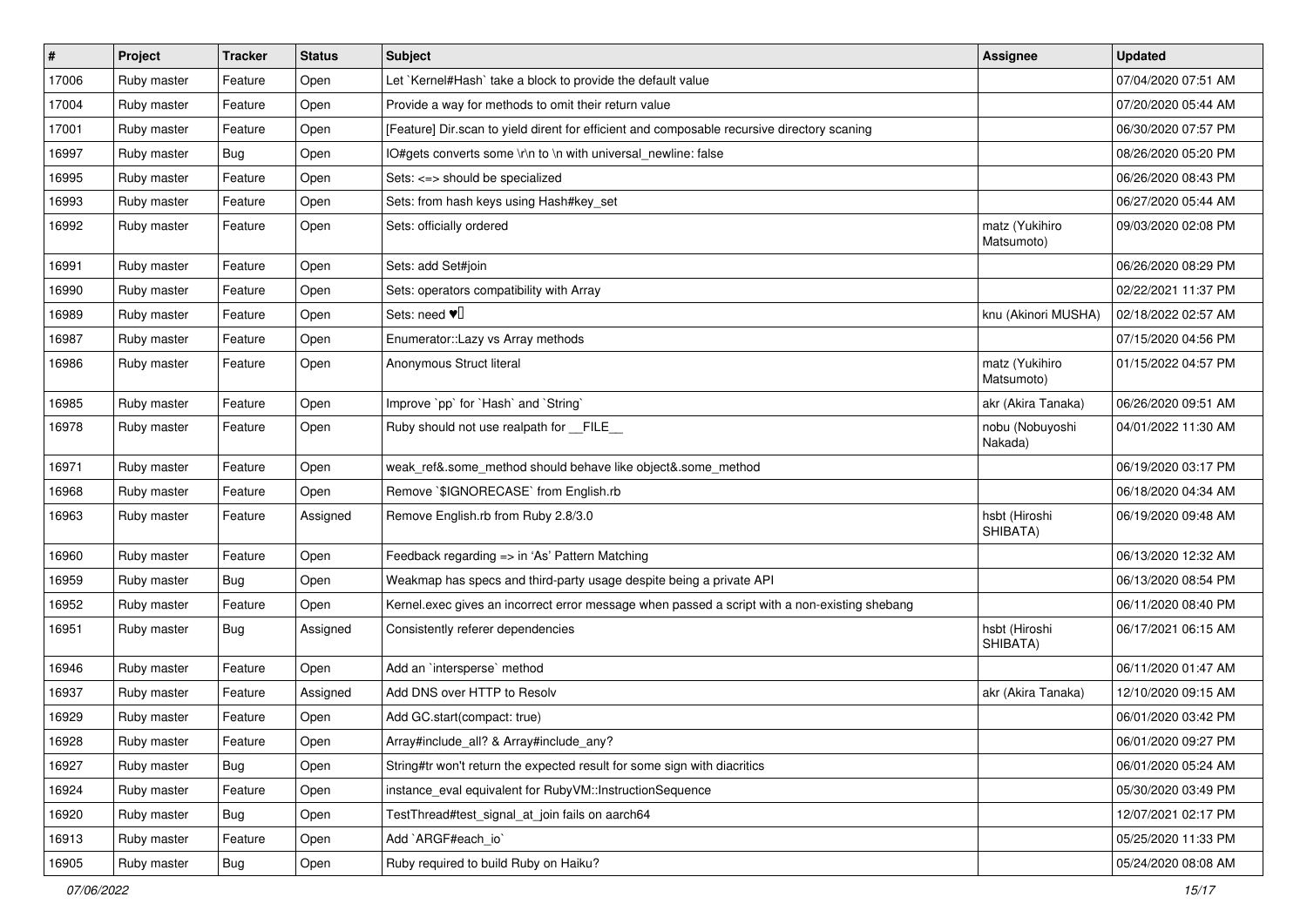| # | Project | Tracker | Status | Subject | Assignee | Updated |
|---|---|---|---|---|---|---|
| 17006 | Ruby master | Feature | Open | Let `Kernel#Hash` take a block to provide the default value | | 07/04/2020 07:51 AM |
| 17004 | Ruby master | Feature | Open | Provide a way for methods to omit their return value | | 07/20/2020 05:44 AM |
| 17001 | Ruby master | Feature | Open | [Feature] Dir.scan to yield dirent for efficient and composable recursive directory scaning | | 06/30/2020 07:57 PM |
| 16997 | Ruby master | Bug | Open | IO#gets converts some \r\n to \n with universal_newline: false | | 08/26/2020 05:20 PM |
| 16995 | Ruby master | Feature | Open | Sets: <=> should be specialized | | 06/26/2020 08:43 PM |
| 16993 | Ruby master | Feature | Open | Sets: from hash keys using Hash#key_set | | 06/27/2020 05:44 AM |
| 16992 | Ruby master | Feature | Open | Sets: officially ordered | matz (Yukihiro Matsumoto) | 09/03/2020 02:08 PM |
| 16991 | Ruby master | Feature | Open | Sets: add Set#join | | 06/26/2020 08:29 PM |
| 16990 | Ruby master | Feature | Open | Sets: operators compatibility with Array | | 02/22/2021 11:37 PM |
| 16989 | Ruby master | Feature | Open | Sets: need ♥️ | knu (Akinori MUSHA) | 02/18/2022 02:57 AM |
| 16987 | Ruby master | Feature | Open | Enumerator::Lazy vs Array methods | | 07/15/2020 04:56 PM |
| 16986 | Ruby master | Feature | Open | Anonymous Struct literal | matz (Yukihiro Matsumoto) | 01/15/2022 04:57 PM |
| 16985 | Ruby master | Feature | Open | Improve `pp` for `Hash` and `String` | akr (Akira Tanaka) | 06/26/2020 09:51 AM |
| 16978 | Ruby master | Feature | Open | Ruby should not use realpath for __FILE__ | nobu (Nobuyoshi Nakada) | 04/01/2022 11:30 AM |
| 16971 | Ruby master | Feature | Open | weak_ref&.some_method should behave like object&.some_method | | 06/19/2020 03:17 PM |
| 16968 | Ruby master | Feature | Open | Remove `$IGNORECASE` from English.rb | | 06/18/2020 04:34 AM |
| 16963 | Ruby master | Feature | Assigned | Remove English.rb from Ruby 2.8/3.0 | hsbt (Hiroshi SHIBATA) | 06/19/2020 09:48 AM |
| 16960 | Ruby master | Feature | Open | Feedback regarding => in 'As' Pattern Matching | | 06/13/2020 12:32 AM |
| 16959 | Ruby master | Bug | Open | Weakmap has specs and third-party usage despite being a private API | | 06/13/2020 08:54 PM |
| 16952 | Ruby master | Feature | Open | Kernel.exec gives an incorrect error message when passed a script with a non-existing shebang | | 06/11/2020 08:40 PM |
| 16951 | Ruby master | Bug | Assigned | Consistently referer dependencies | hsbt (Hiroshi SHIBATA) | 06/17/2021 06:15 AM |
| 16946 | Ruby master | Feature | Open | Add an `intersperse` method | | 06/11/2020 01:47 AM |
| 16937 | Ruby master | Feature | Assigned | Add DNS over HTTP to Resolv | akr (Akira Tanaka) | 12/10/2020 09:15 AM |
| 16929 | Ruby master | Feature | Open | Add GC.start(compact: true) | | 06/01/2020 03:42 PM |
| 16928 | Ruby master | Feature | Open | Array#include_all? & Array#include_any? | | 06/01/2020 09:27 PM |
| 16927 | Ruby master | Bug | Open | String#tr won't return the expected result for some sign with diacritics | | 06/01/2020 05:24 AM |
| 16924 | Ruby master | Feature | Open | instance_eval equivalent for RubyVM::InstructionSequence | | 05/30/2020 03:49 PM |
| 16920 | Ruby master | Bug | Open | TestThread#test_signal_at_join fails on aarch64 | | 12/07/2021 02:17 PM |
| 16913 | Ruby master | Feature | Open | Add `ARGF#each_io` | | 05/25/2020 11:33 PM |
| 16905 | Ruby master | Bug | Open | Ruby required to build Ruby on Haiku? | | 05/24/2020 08:08 AM |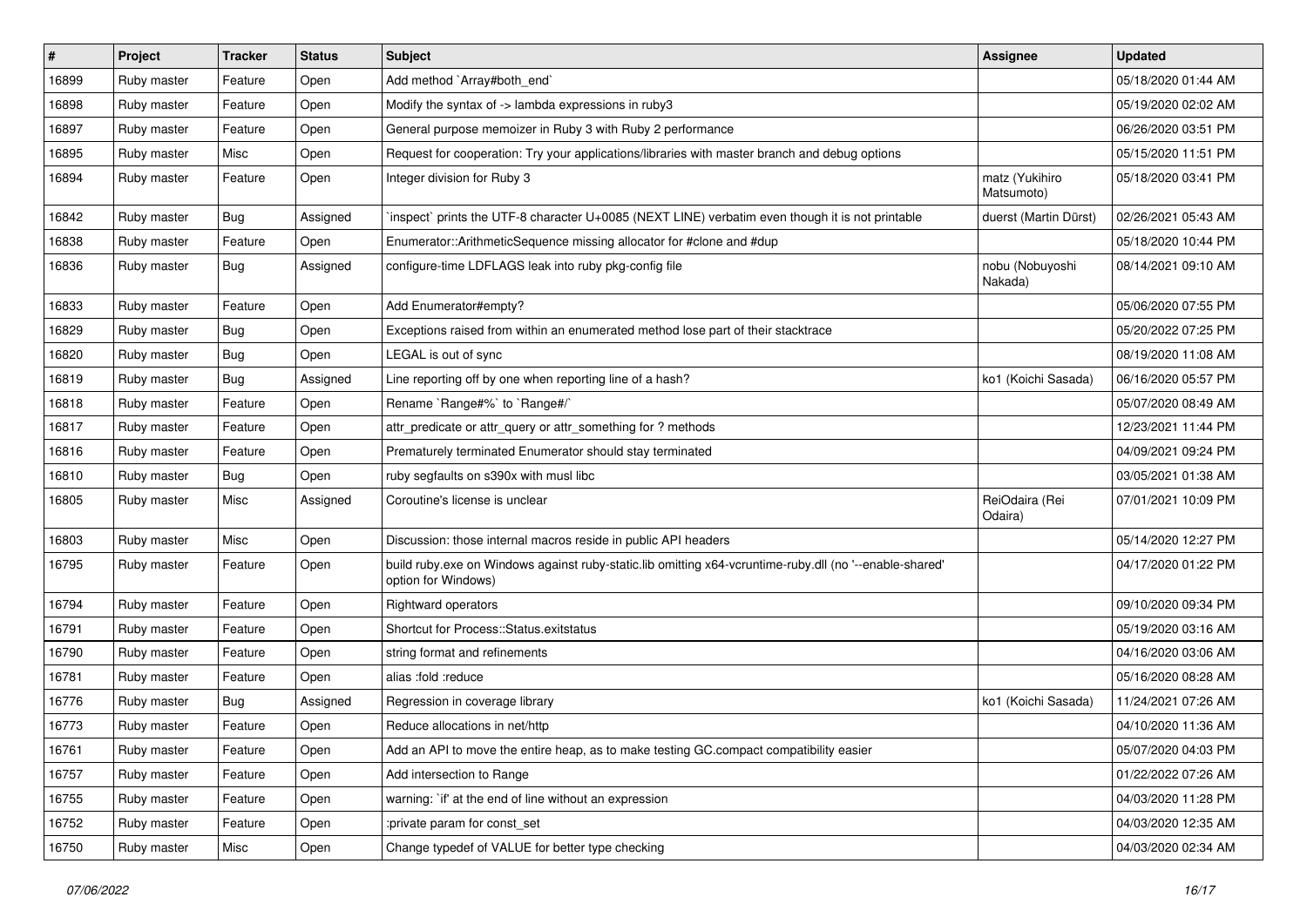| # | Project | Tracker | Status | Subject | Assignee | Updated |
| --- | --- | --- | --- | --- | --- | --- |
| 16899 | Ruby master | Feature | Open | Add method `Array#both_end` | | 05/18/2020 01:44 AM |
| 16898 | Ruby master | Feature | Open | Modify the syntax of -> lambda expressions in ruby3 | | 05/19/2020 02:02 AM |
| 16897 | Ruby master | Feature | Open | General purpose memoizer in Ruby 3 with Ruby 2 performance | | 06/26/2020 03:51 PM |
| 16895 | Ruby master | Misc | Open | Request for cooperation: Try your applications/libraries with master branch and debug options | | 05/15/2020 11:51 PM |
| 16894 | Ruby master | Feature | Open | Integer division for Ruby 3 | matz (Yukihiro Matsumoto) | 05/18/2020 03:41 PM |
| 16842 | Ruby master | Bug | Assigned | `inspect` prints the UTF-8 character U+0085 (NEXT LINE) verbatim even though it is not printable | duerst (Martin Dürst) | 02/26/2021 05:43 AM |
| 16838 | Ruby master | Feature | Open | Enumerator::ArithmeticSequence missing allocator for #clone and #dup | | 05/18/2020 10:44 PM |
| 16836 | Ruby master | Bug | Assigned | configure-time LDFLAGS leak into ruby pkg-config file | nobu (Nobuyoshi Nakada) | 08/14/2021 09:10 AM |
| 16833 | Ruby master | Feature | Open | Add Enumerator#empty? | | 05/06/2020 07:55 PM |
| 16829 | Ruby master | Bug | Open | Exceptions raised from within an enumerated method lose part of their stacktrace | | 05/20/2022 07:25 PM |
| 16820 | Ruby master | Bug | Open | LEGAL is out of sync | | 08/19/2020 11:08 AM |
| 16819 | Ruby master | Bug | Assigned | Line reporting off by one when reporting line of a hash? | ko1 (Koichi Sasada) | 06/16/2020 05:57 PM |
| 16818 | Ruby master | Feature | Open | Rename `Range#%` to `Range#/` | | 05/07/2020 08:49 AM |
| 16817 | Ruby master | Feature | Open | attr_predicate or attr_query or attr_something for ? methods | | 12/23/2021 11:44 PM |
| 16816 | Ruby master | Feature | Open | Prematurely terminated Enumerator should stay terminated | | 04/09/2021 09:24 PM |
| 16810 | Ruby master | Bug | Open | ruby segfaults on s390x with musl libc | | 03/05/2021 01:38 AM |
| 16805 | Ruby master | Misc | Assigned | Coroutine's license is unclear | ReiOdaira (Rei Odaira) | 07/01/2021 10:09 PM |
| 16803 | Ruby master | Misc | Open | Discussion: those internal macros reside in public API headers | | 05/14/2020 12:27 PM |
| 16795 | Ruby master | Feature | Open | build ruby.exe on Windows against ruby-static.lib omitting x64-vcruntime-ruby.dll (no '--enable-shared' option for Windows) | | 04/17/2020 01:22 PM |
| 16794 | Ruby master | Feature | Open | Rightward operators | | 09/10/2020 09:34 PM |
| 16791 | Ruby master | Feature | Open | Shortcut for Process::Status.exitstatus | | 05/19/2020 03:16 AM |
| 16790 | Ruby master | Feature | Open | string format and refinements | | 04/16/2020 03:06 AM |
| 16781 | Ruby master | Feature | Open | alias :fold :reduce | | 05/16/2020 08:28 AM |
| 16776 | Ruby master | Bug | Assigned | Regression in coverage library | ko1 (Koichi Sasada) | 11/24/2021 07:26 AM |
| 16773 | Ruby master | Feature | Open | Reduce allocations in net/http | | 04/10/2020 11:36 AM |
| 16761 | Ruby master | Feature | Open | Add an API to move the entire heap, as to make testing GC.compact compatibility easier | | 05/07/2020 04:03 PM |
| 16757 | Ruby master | Feature | Open | Add intersection to Range | | 01/22/2022 07:26 AM |
| 16755 | Ruby master | Feature | Open | warning: `if' at the end of line without an expression | | 04/03/2020 11:28 PM |
| 16752 | Ruby master | Feature | Open | :private param for const_set | | 04/03/2020 12:35 AM |
| 16750 | Ruby master | Misc | Open | Change typedef of VALUE for better type checking | | 04/03/2020 02:34 AM |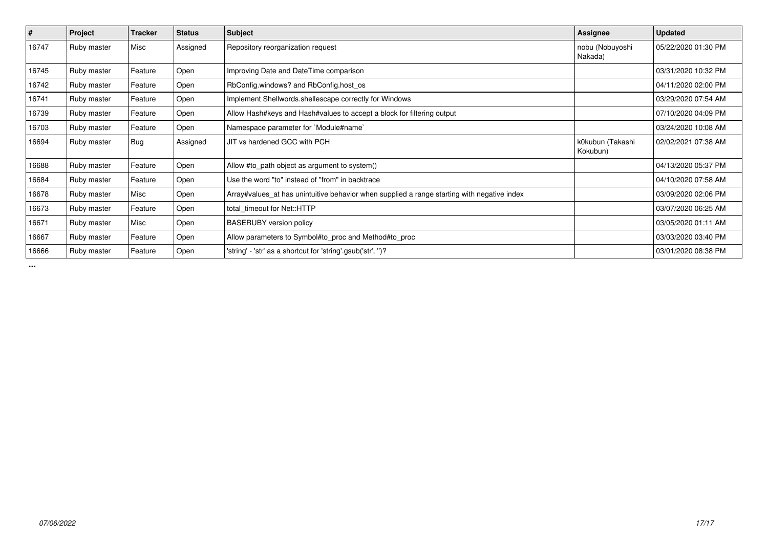| # | Project | Tracker | Status | Subject | Assignee | Updated |
|---|---|---|---|---|---|---|
| 16747 | Ruby master | Misc | Assigned | Repository reorganization request | nobu (Nobuyoshi Nakada) | 05/22/2020 01:30 PM |
| 16745 | Ruby master | Feature | Open | Improving Date and DateTime comparison | | 03/31/2020 10:32 PM |
| 16742 | Ruby master | Feature | Open | RbConfig.windows? and RbConfig.host_os | | 04/11/2020 02:00 PM |
| 16741 | Ruby master | Feature | Open | Implement Shellwords.shellescape correctly for Windows | | 03/29/2020 07:54 AM |
| 16739 | Ruby master | Feature | Open | Allow Hash#keys and Hash#values to accept a block for filtering output | | 07/10/2020 04:09 PM |
| 16703 | Ruby master | Feature | Open | Namespace parameter for `Module#name` | | 03/24/2020 10:08 AM |
| 16694 | Ruby master | Bug | Assigned | JIT vs hardened GCC with PCH | k0kubun (Takashi Kokubun) | 02/02/2021 07:38 AM |
| 16688 | Ruby master | Feature | Open | Allow #to_path object as argument to system() | | 04/13/2020 05:37 PM |
| 16684 | Ruby master | Feature | Open | Use the word "to" instead of "from" in backtrace | | 04/10/2020 07:58 AM |
| 16678 | Ruby master | Misc | Open | Array#values_at has unintuitive behavior when supplied a range starting with negative index | | 03/09/2020 02:06 PM |
| 16673 | Ruby master | Feature | Open | total_timeout for Net::HTTP | | 03/07/2020 06:25 AM |
| 16671 | Ruby master | Misc | Open | BASERUBY version policy | | 03/05/2020 01:11 AM |
| 16667 | Ruby master | Feature | Open | Allow parameters to Symbol#to_proc and Method#to_proc | | 03/03/2020 03:40 PM |
| 16666 | Ruby master | Feature | Open | 'string' - 'str' as a shortcut for 'string'.gsub('str', '')? | | 03/01/2020 08:38 PM |

...

*07/06/2022*